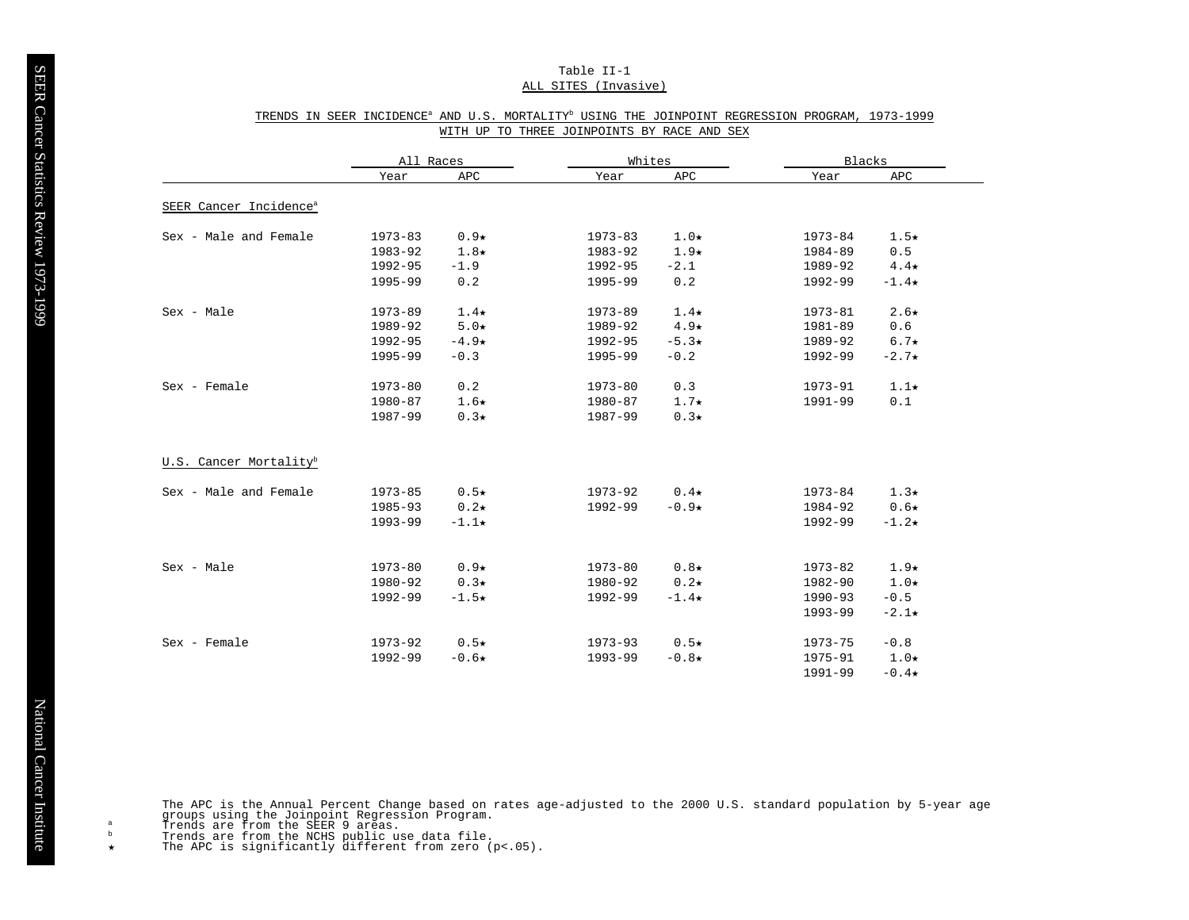Table II-1

ALL SITES (Invasive)

TRENDS IN SEER INCIDENCE[a] AND U.S. MORTALITY[b] USING THE JOINPOINT REGRESSION PROGRAM, 1973-1999
WITH UP TO THREE JOINPOINTS BY RACE AND SEX

| | All Races | | Whites | | Blacks | |
|---|---|---|---|---|---|---|
| | Year | APC | Year | APC | Year | APC |
| SEER Cancer Incidence[a] | | | | | | |
| Sex - Male and Female | 1973-83 | 0.9★ | 1973-83 | 1.0★ | 1973-84 | 1.5★ |
| | 1983-92 | 1.8★ | 1983-92 | 1.9★ | 1984-89 | 0.5 |
| | 1992-95 | -1.9 | 1992-95 | -2.1 | 1989-92 | 4.4★ |
| | 1995-99 | 0.2 | 1995-99 | 0.2 | 1992-99 | -1.4★ |
| Sex - Male | 1973-89 | 1.4★ | 1973-89 | 1.4★ | 1973-81 | 2.6★ |
| | 1989-92 | 5.0★ | 1989-92 | 4.9★ | 1981-89 | 0.6 |
| | 1992-95 | -4.9★ | 1992-95 | -5.3★ | 1989-92 | 6.7★ |
| | 1995-99 | -0.3 | 1995-99 | -0.2 | 1992-99 | -2.7★ |
| Sex - Female | 1973-80 | 0.2 | 1973-80 | 0.3 | 1973-91 | 1.1★ |
| | 1980-87 | 1.6★ | 1980-87 | 1.7★ | 1991-99 | 0.1 |
| | 1987-99 | 0.3★ | 1987-99 | 0.3★ | | |
| U.S. Cancer Mortality[b] | | | | | | |
| Sex - Male and Female | 1973-85 | 0.5★ | 1973-92 | 0.4★ | 1973-84 | 1.3★ |
| | 1985-93 | 0.2★ | 1992-99 | -0.9★ | 1984-92 | 0.6★ |
| | 1993-99 | -1.1★ | | | 1992-99 | -1.2★ |
| Sex - Male | 1973-80 | 0.9★ | 1973-80 | 0.8★ | 1973-82 | 1.9★ |
| | 1980-92 | 0.3★ | 1980-92 | 0.2★ | 1982-90 | 1.0★ |
| | 1992-99 | -1.5★ | 1992-99 | -1.4★ | 1990-93 | -0.5 |
| | | | | | 1993-99 | -2.1★ |
| Sex - Female | 1973-92 | 0.5★ | 1973-93 | 0.5★ | 1973-75 | -0.8 |
| | 1992-99 | -0.6★ | 1993-99 | -0.8★ | 1975-91 | 1.0★ |
| | | | | | 1991-99 | -0.4★ |

The APC is the Annual Percent Change based on rates age-adjusted to the 2000 U.S. standard population by 5-year age groups using the Joinpoint Regression Program.

[a] Trends are from the SEER 9 areas.

[b] Trends are from the NCHS public use data file.

★ The APC is significantly different from zero ($p<.05$).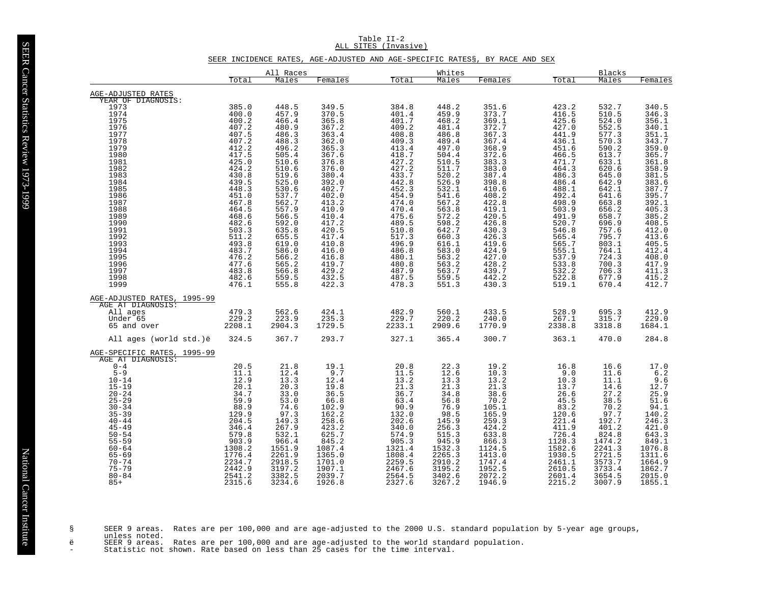Table II-2
ALL SITES (Invasive)

SEER INCIDENCE RATES, AGE-ADJUSTED AND AGE-SPECIFIC RATES§, BY RACE AND SEX

| | All Races | | | Whites | | | Blacks | | |
|---|---|---|---|---|---|---|---|---|---|
| | Total | Males | Females | Total | Males | Females | Total | Males | Females |
| **AGE-ADJUSTED RATES** | | | | | | | | | |
| YEAR OF DIAGNOSIS: | | | | | | | | | |
| 1973 | 385.0 | 448.5 | 349.5 | 384.8 | 448.2 | 351.6 | 423.2 | 532.7 | 340.5 |
| 1974 | 400.0 | 457.9 | 370.5 | 401.4 | 459.9 | 373.7 | 416.5 | 510.5 | 346.3 |
| 1975 | 400.2 | 466.4 | 365.8 | 401.7 | 468.2 | 369.1 | 425.6 | 524.0 | 356.1 |
| 1976 | 407.2 | 480.9 | 367.2 | 409.2 | 481.4 | 372.7 | 427.0 | 552.5 | 340.1 |
| 1977 | 407.5 | 486.3 | 363.4 | 408.8 | 486.8 | 367.3 | 441.9 | 577.3 | 351.1 |
| 1978 | 407.2 | 488.3 | 362.0 | 409.3 | 489.4 | 367.4 | 436.1 | 570.3 | 343.7 |
| 1979 | 412.2 | 496.2 | 365.3 | 413.4 | 497.0 | 368.9 | 451.6 | 590.2 | 359.0 |
| 1980 | 417.5 | 505.4 | 367.6 | 418.7 | 504.4 | 372.6 | 466.5 | 613.7 | 365.7 |
| 1981 | 425.0 | 510.6 | 376.8 | 427.2 | 510.5 | 383.3 | 471.7 | 633.1 | 361.8 |
| 1982 | 424.2 | 510.6 | 376.0 | 427.2 | 511.7 | 383.0 | 464.3 | 620.6 | 358.9 |
| 1983 | 430.8 | 519.6 | 380.4 | 433.7 | 520.2 | 387.4 | 486.3 | 645.0 | 381.5 |
| 1984 | 439.5 | 525.0 | 392.0 | 442.8 | 526.9 | 398.8 | 486.4 | 642.9 | 383.6 |
| 1985 | 448.3 | 530.6 | 402.7 | 452.3 | 532.1 | 410.6 | 488.1 | 642.1 | 387.7 |
| 1986 | 451.0 | 537.7 | 402.0 | 454.9 | 541.6 | 408.2 | 492.4 | 641.6 | 395.7 |
| 1987 | 467.8 | 562.7 | 413.2 | 474.0 | 567.2 | 422.8 | 498.9 | 663.8 | 392.1 |
| 1988 | 464.5 | 557.9 | 410.9 | 470.4 | 563.8 | 419.1 | 503.9 | 656.2 | 405.3 |
| 1989 | 468.6 | 566.5 | 410.4 | 475.6 | 572.2 | 420.5 | 491.9 | 658.7 | 385.2 |
| 1990 | 482.6 | 592.0 | 417.2 | 489.5 | 598.2 | 426.8 | 520.7 | 696.9 | 408.5 |
| 1991 | 503.3 | 635.8 | 420.5 | 510.8 | 642.7 | 430.3 | 546.8 | 757.6 | 412.0 |
| 1992 | 511.2 | 655.5 | 417.4 | 517.3 | 660.3 | 426.3 | 565.4 | 795.7 | 413.6 |
| 1993 | 493.8 | 619.0 | 410.8 | 496.9 | 616.1 | 419.6 | 565.7 | 803.1 | 405.5 |
| 1994 | 483.7 | 586.0 | 416.0 | 486.8 | 583.0 | 424.9 | 555.1 | 764.1 | 412.4 |
| 1995 | 476.2 | 566.2 | 416.8 | 480.1 | 563.2 | 427.0 | 537.9 | 724.3 | 408.0 |
| 1996 | 477.6 | 565.2 | 419.7 | 480.8 | 563.2 | 428.2 | 533.8 | 700.3 | 417.9 |
| 1997 | 483.8 | 566.8 | 429.2 | 487.9 | 563.7 | 439.7 | 532.2 | 706.3 | 411.3 |
| 1998 | 482.6 | 559.5 | 432.5 | 487.5 | 559.5 | 442.2 | 522.8 | 677.9 | 415.2 |
| 1999 | 476.1 | 555.8 | 422.3 | 478.3 | 551.3 | 430.3 | 519.1 | 670.4 | 412.7 |
| **AGE-ADJUSTED RATES, 1995-99** | | | | | | | | | |
| AGE AT DIAGNOSIS: | | | | | | | | | |
| All ages | 479.3 | 562.6 | 424.1 | 482.9 | 560.1 | 433.5 | 528.9 | 695.3 | 412.9 |
| Under 65 | 229.2 | 223.9 | 235.3 | 229.7 | 220.2 | 240.0 | 267.1 | 315.7 | 229.0 |
| 65 and over | 2208.1 | 2904.3 | 1729.5 | 2233.1 | 2909.6 | 1770.9 | 2338.8 | 3318.8 | 1684.1 |
| All ages (world std.)ë | 324.5 | 367.7 | 293.7 | 327.1 | 365.4 | 300.7 | 363.1 | 470.0 | 284.8 |
| **AGE-SPECIFIC RATES, 1995-99** | | | | | | | | | |
| AGE AT DIAGNOSIS: | | | | | | | | | |
| 0-4 | 20.5 | 21.8 | 19.1 | 20.8 | 22.3 | 19.2 | 16.8 | 16.6 | 17.0 |
| 5-9 | 11.1 | 12.4 | 9.7 | 11.5 | 12.6 | 10.3 | 9.0 | 11.6 | 6.2 |
| 10-14 | 12.9 | 13.3 | 12.4 | 13.2 | 13.3 | 13.2 | 10.3 | 11.1 | 9.6 |
| 15-19 | 20.1 | 20.3 | 19.8 | 21.3 | 21.3 | 21.3 | 13.7 | 14.6 | 12.7 |
| 20-24 | 34.7 | 33.0 | 36.5 | 36.7 | 34.8 | 38.6 | 26.6 | 27.2 | 25.9 |
| 25-29 | 59.9 | 53.0 | 66.8 | 63.4 | 56.8 | 70.2 | 45.5 | 38.5 | 51.6 |
| 30-34 | 88.9 | 74.6 | 102.9 | 90.9 | 76.9 | 105.1 | 83.2 | 70.2 | 94.1 |
| 35-39 | 129.9 | 97.3 | 162.2 | 132.0 | 98.5 | 165.9 | 120.6 | 97.7 | 140.2 |
| 40-44 | 204.5 | 149.3 | 258.6 | 202.6 | 145.9 | 259.3 | 221.4 | 192.7 | 246.3 |
| 45-49 | 346.4 | 267.9 | 423.2 | 340.0 | 256.3 | 424.2 | 411.9 | 401.2 | 421.0 |
| 50-54 | 579.8 | 532.1 | 625.7 | 574.9 | 515.3 | 633.8 | 726.4 | 824.8 | 643.3 |
| 55-59 | 903.9 | 966.4 | 845.2 | 905.3 | 945.9 | 866.3 | 1128.3 | 1474.2 | 849.1 |
| 60-64 | 1308.2 | 1551.9 | 1087.4 | 1321.4 | 1532.3 | 1124.5 | 1582.6 | 2241.3 | 1076.8 |
| 65-69 | 1776.4 | 2261.9 | 1365.0 | 1808.4 | 2265.3 | 1413.0 | 1930.5 | 2721.5 | 1311.6 |
| 70-74 | 2234.7 | 2918.5 | 1701.0 | 2259.5 | 2910.2 | 1747.4 | 2461.1 | 3573.7 | 1664.9 |
| 75-79 | 2442.9 | 3197.2 | 1907.1 | 2467.6 | 3195.2 | 1952.5 | 2610.5 | 3733.4 | 1862.7 |
| 80-84 | 2541.2 | 3382.5 | 2039.7 | 2564.5 | 3402.6 | 2072.2 | 2601.4 | 3654.5 | 2015.0 |
| 85+ | 2315.6 | 3234.6 | 1926.8 | 2327.6 | 3267.2 | 1946.9 | 2215.2 | 3007.9 | 1855.1 |

§ SEER 9 areas. Rates are per 100,000 and are age-adjusted to the 2000 U.S. standard population by 5-year age groups, unless noted.

ë SEER 9 areas. Rates are per 100,000 and are age-adjusted to the world standard population.

- Statistic not shown. Rate based on less than 25 cases for the time interval.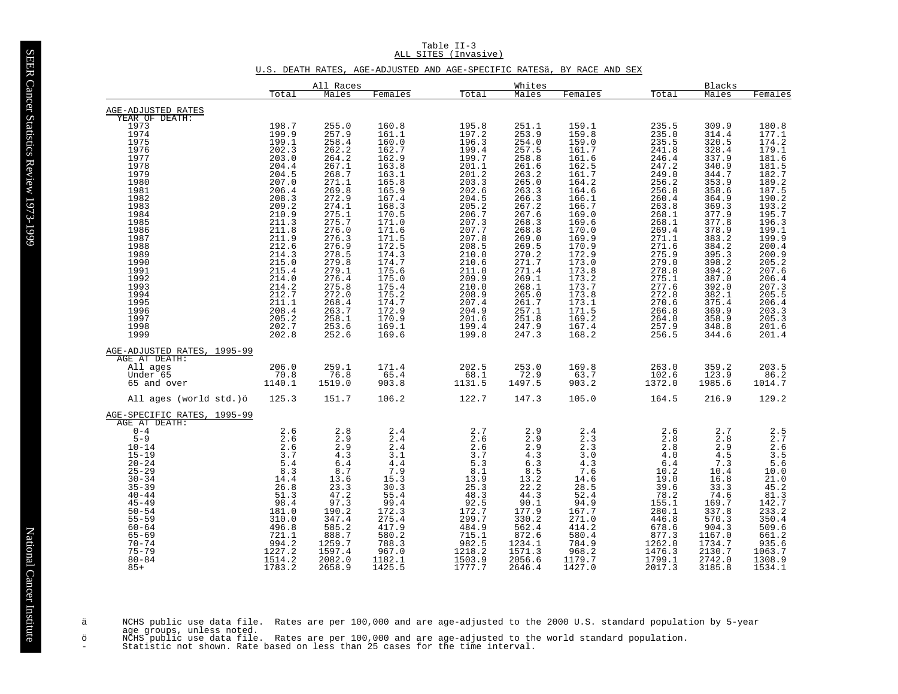Table II-3
ALL SITES (Invasive)

U.S. DEATH RATES, AGE-ADJUSTED AND AGE-SPECIFIC RATESä, BY RACE AND SEX

| | All Races | | | Whites | | | Blacks | | |
|---|---|---|---|---|---|---|---|---|---|
| | Total | Males | Females | Total | Males | Females | Total | Males | Females |
| **AGE-ADJUSTED RATES** | | | | | | | | | |
| YEAR OF DEATH: | | | | | | | | | |
| 1973 | 198.7 | 255.0 | 160.8 | 195.8 | 251.1 | 159.1 | 235.5 | 309.9 | 180.8 |
| 1974 | 199.9 | 257.9 | 161.1 | 197.2 | 253.9 | 159.8 | 235.0 | 314.4 | 177.1 |
| 1975 | 199.1 | 258.4 | 160.0 | 196.3 | 254.0 | 159.0 | 235.5 | 320.5 | 174.2 |
| 1976 | 202.3 | 262.2 | 162.7 | 199.4 | 257.5 | 161.7 | 241.8 | 328.4 | 179.1 |
| 1977 | 203.0 | 264.2 | 162.9 | 199.7 | 258.8 | 161.6 | 246.4 | 337.9 | 181.6 |
| 1978 | 204.4 | 267.1 | 163.8 | 201.1 | 261.6 | 162.5 | 247.2 | 340.9 | 181.5 |
| 1979 | 204.5 | 268.7 | 163.1 | 201.2 | 263.2 | 161.7 | 249.0 | 344.7 | 182.7 |
| 1980 | 207.0 | 271.1 | 165.8 | 203.3 | 265.0 | 164.2 | 256.2 | 353.9 | 189.2 |
| 1981 | 206.4 | 269.8 | 165.9 | 202.6 | 263.3 | 164.6 | 256.8 | 358.6 | 187.5 |
| 1982 | 208.3 | 272.9 | 167.4 | 204.5 | 266.3 | 166.1 | 260.4 | 364.9 | 190.2 |
| 1983 | 209.2 | 274.1 | 168.3 | 205.2 | 267.2 | 166.7 | 263.8 | 369.3 | 193.2 |
| 1984 | 210.9 | 275.1 | 170.5 | 206.7 | 267.6 | 169.0 | 268.1 | 377.9 | 195.7 |
| 1985 | 211.3 | 275.7 | 171.0 | 207.3 | 268.3 | 169.6 | 268.1 | 377.8 | 196.3 |
| 1986 | 211.8 | 276.0 | 171.6 | 207.7 | 268.8 | 170.0 | 269.4 | 378.9 | 199.1 |
| 1987 | 211.9 | 276.3 | 171.5 | 207.8 | 269.0 | 169.9 | 271.1 | 383.2 | 199.9 |
| 1988 | 212.6 | 276.9 | 172.5 | 208.5 | 269.5 | 170.9 | 271.6 | 384.2 | 200.4 |
| 1989 | 214.3 | 278.5 | 174.3 | 210.0 | 270.2 | 172.9 | 275.9 | 395.3 | 200.9 |
| 1990 | 215.0 | 279.8 | 174.7 | 210.6 | 271.7 | 173.0 | 279.0 | 398.2 | 205.2 |
| 1991 | 215.4 | 279.1 | 175.6 | 211.0 | 271.4 | 173.8 | 278.8 | 394.2 | 207.6 |
| 1992 | 214.0 | 276.4 | 175.0 | 209.9 | 269.1 | 173.2 | 275.1 | 387.0 | 206.4 |
| 1993 | 214.2 | 275.8 | 175.4 | 210.0 | 268.1 | 173.7 | 277.6 | 392.0 | 207.3 |
| 1994 | 212.7 | 272.0 | 175.2 | 208.9 | 265.0 | 173.8 | 272.8 | 382.1 | 205.5 |
| 1995 | 211.1 | 268.4 | 174.7 | 207.4 | 261.7 | 173.1 | 270.6 | 375.4 | 206.4 |
| 1996 | 208.4 | 263.7 | 172.9 | 204.9 | 257.1 | 171.5 | 266.8 | 369.9 | 203.3 |
| 1997 | 205.2 | 258.1 | 170.9 | 201.6 | 251.8 | 169.2 | 264.0 | 358.9 | 205.3 |
| 1998 | 202.7 | 253.6 | 169.1 | 199.4 | 247.9 | 167.4 | 257.9 | 348.8 | 201.6 |
| 1999 | 202.8 | 252.6 | 169.6 | 199.8 | 247.3 | 168.2 | 256.5 | 344.6 | 201.4 |
| **AGE-ADJUSTED RATES, 1995-99** | | | | | | | | | |
| AGE AT DEATH: | | | | | | | | | |
| All ages | 206.0 | 259.1 | 171.4 | 202.5 | 253.0 | 169.8 | 263.0 | 359.2 | 203.5 |
| Under 65 | 70.8 | 76.8 | 65.4 | 68.1 | 72.9 | 63.7 | 102.6 | 123.9 | 86.2 |
| 65 and over | 1140.1 | 1519.0 | 903.8 | 1131.5 | 1497.5 | 903.2 | 1372.0 | 1985.6 | 1014.7 |
| All ages (world std.)ö | 125.3 | 151.7 | 106.2 | 122.7 | 147.3 | 105.0 | 164.5 | 216.9 | 129.2 |
| **AGE-SPECIFIC RATES, 1995-99** | | | | | | | | | |
| AGE AT DEATH: | | | | | | | | | |
| 0-4 | 2.6 | 2.8 | 2.4 | 2.7 | 2.9 | 2.4 | 2.6 | 2.7 | 2.5 |
| 5-9 | 2.6 | 2.9 | 2.4 | 2.6 | 2.9 | 2.3 | 2.8 | 2.8 | 2.7 |
| 10-14 | 2.6 | 2.9 | 2.4 | 2.6 | 2.9 | 2.3 | 2.8 | 2.9 | 2.6 |
| 15-19 | 3.7 | 4.3 | 3.1 | 3.7 | 4.3 | 3.0 | 4.0 | 4.5 | 3.5 |
| 20-24 | 5.4 | 6.4 | 4.4 | 5.3 | 6.3 | 4.3 | 6.4 | 7.3 | 5.6 |
| 25-29 | 8.3 | 8.7 | 7.9 | 8.1 | 8.5 | 7.6 | 10.2 | 10.4 | 10.0 |
| 30-34 | 14.4 | 13.6 | 15.3 | 13.9 | 13.2 | 14.6 | 19.0 | 16.8 | 21.0 |
| 35-39 | 26.8 | 23.3 | 30.3 | 25.3 | 22.2 | 28.5 | 39.6 | 33.3 | 45.2 |
| 40-44 | 51.3 | 47.2 | 55.4 | 48.3 | 44.3 | 52.4 | 78.2 | 74.6 | 81.3 |
| 45-49 | 98.4 | 97.3 | 99.4 | 92.5 | 90.1 | 94.9 | 155.1 | 169.7 | 142.7 |
| 50-54 | 181.0 | 190.2 | 172.3 | 172.7 | 177.9 | 167.7 | 280.1 | 337.8 | 233.2 |
| 55-59 | 310.0 | 347.4 | 275.4 | 299.7 | 330.2 | 271.0 | 446.8 | 570.3 | 350.4 |
| 60-64 | 496.8 | 585.2 | 417.9 | 484.9 | 562.4 | 414.2 | 678.6 | 904.3 | 509.6 |
| 65-69 | 721.1 | 888.7 | 580.2 | 715.1 | 872.6 | 580.4 | 877.3 | 1167.0 | 661.2 |
| 70-74 | 994.2 | 1259.7 | 788.3 | 982.5 | 1234.1 | 784.9 | 1262.0 | 1734.7 | 935.6 |
| 75-79 | 1227.2 | 1597.4 | 967.0 | 1218.2 | 1571.3 | 968.2 | 1476.3 | 2130.7 | 1063.7 |
| 80-84 | 1514.2 | 2082.0 | 1182.1 | 1503.9 | 2056.6 | 1179.7 | 1799.1 | 2742.0 | 1308.9 |
| 85+ | 1783.2 | 2658.9 | 1425.5 | 1777.7 | 2646.4 | 1427.0 | 2017.3 | 3185.8 | 1534.1 |

ä NCHS public use data file. Rates are per 100,000 and are age-adjusted to the 2000 U.S. standard population by 5-year age groups, unless noted.
ö NCHS public use data file. Rates are per 100,000 and are age-adjusted to the world standard population.
- Statistic not shown. Rate based on less than 25 cases for the time interval.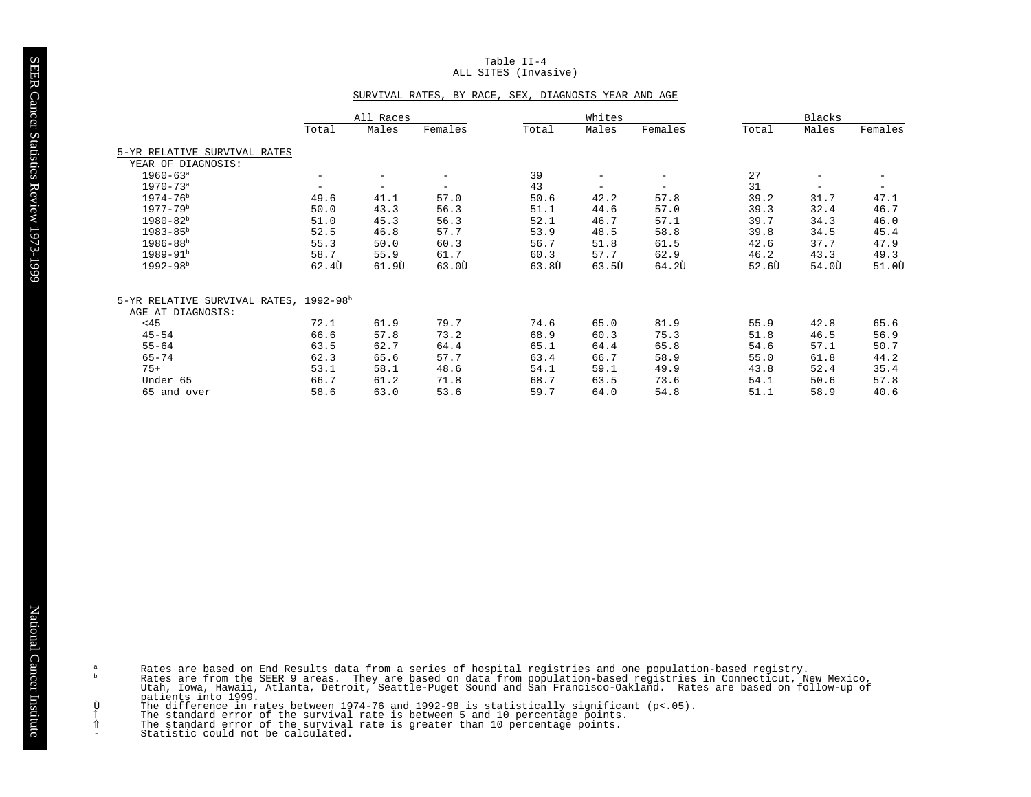# Table II-4
## ALL SITES (Invasive)

### SURVIVAL RATES, BY RACE, SEX, DIAGNOSIS YEAR AND AGE

| | All Races | | | Whites | | | Blacks | | |
|---|---|---|---|---|---|---|---|---|---|
| | Total | Males | Females | Total | Males | Females | Total | Males | Females |
| **5-YR RELATIVE SURVIVAL RATES** | | | | | | | | | |
| YEAR OF DIAGNOSIS: | | | | | | | | | |
| 1960-63[a] | - | - | - | 39 | - | - | 27 | - | - |
| 1970-73[a] | - | - | - | 43 | - | - | 31 | - | - |
| 1974-76[b] | 49.6 | 41.1 | 57.0 | 50.6 | 42.2 | 57.8 | 39.2 | 31.7 | 47.1 |
| 1977-79[b] | 50.0 | 43.3 | 56.3 | 51.1 | 44.6 | 57.0 | 39.3 | 32.4 | 46.7 |
| 1980-82[b] | 51.0 | 45.3 | 56.3 | 52.1 | 46.7 | 57.1 | 39.7 | 34.3 | 46.0 |
| 1983-85[b] | 52.5 | 46.8 | 57.7 | 53.9 | 48.5 | 58.8 | 39.8 | 34.5 | 45.4 |
| 1986-88[b] | 55.3 | 50.0 | 60.3 | 56.7 | 51.8 | 61.5 | 42.6 | 37.7 | 47.9 |
| 1989-91[b] | 58.7 | 55.9 | 61.7 | 60.3 | 57.7 | 62.9 | 46.2 | 43.3 | 49.3 |
| 1992-98[b] | 62.4Ù | 61.9Ù | 63.0Ù | 63.8Ù | 63.5Ù | 64.2Ù | 52.6Ù | 54.0Ù | 51.0Ù |
| **5-YR RELATIVE SURVIVAL RATES, 1992-98[b]** | | | | | | | | | |
| AGE AT DIAGNOSIS: | | | | | | | | | |
| <45 | 72.1 | 61.9 | 79.7 | 74.6 | 65.0 | 81.9 | 55.9 | 42.8 | 65.6 |
| 45-54 | 66.6 | 57.8 | 73.2 | 68.9 | 60.3 | 75.3 | 51.8 | 46.5 | 56.9 |
| 55-64 | 63.5 | 62.7 | 64.4 | 65.1 | 64.4 | 65.8 | 54.6 | 57.1 | 50.7 |
| 65-74 | 62.3 | 65.6 | 57.7 | 63.4 | 66.7 | 58.9 | 55.0 | 61.8 | 44.2 |
| 75+ | 53.1 | 58.1 | 48.6 | 54.1 | 59.1 | 49.9 | 43.8 | 52.4 | 35.4 |
| Under 65 | 66.7 | 61.2 | 71.8 | 68.7 | 63.5 | 73.6 | 54.1 | 50.6 | 57.8 |
| 65 and over | 58.6 | 63.0 | 53.6 | 59.7 | 64.0 | 54.8 | 51.1 | 58.9 | 40.6 |

[a] Rates are based on End Results data from a series of hospital registries and one population-based registry.
[b] Rates are from the SEER 9 areas. They are based on data from population-based registries in Connecticut, New Mexico, Utah, Iowa, Hawaii, Atlanta, Detroit, Seattle-Puget Sound and San Francisco-Oakland. Rates are based on follow-up of patients into 1999.
Ù The difference in rates between 1974-76 and 1992-98 is statistically significant (p<.05).
↑ The standard error of the survival rate is between 5 and 10 percentage points.
⇑ The standard error of the survival rate is greater than 10 percentage points.
- Statistic could not be calculated.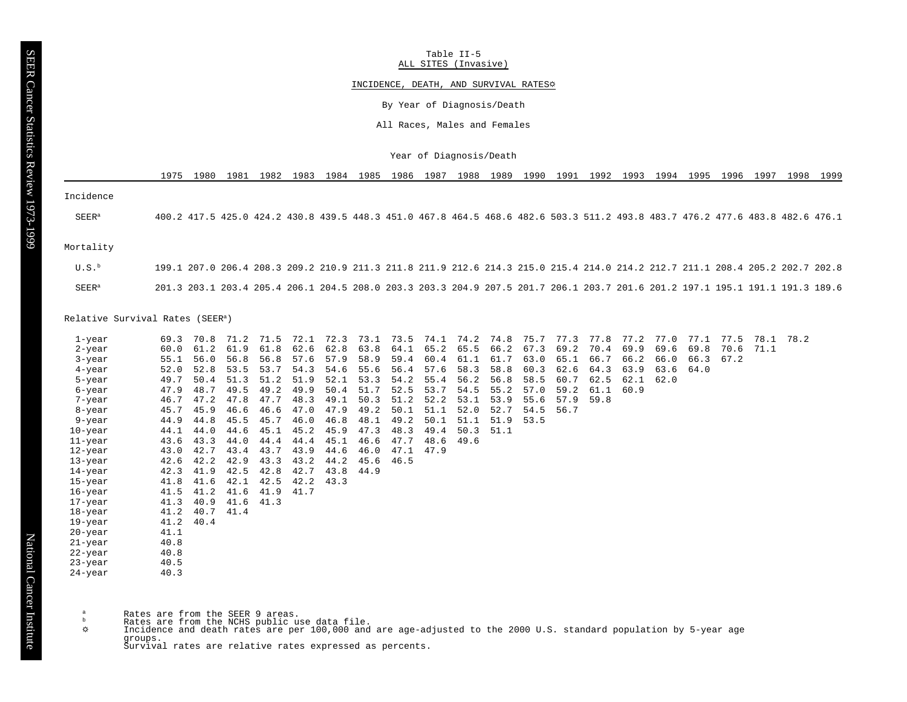Table II-5

ALL SITES (Invasive)

INCIDENCE, DEATH, AND SURVIVAL RATES☼

By Year of Diagnosis/Death

All Races, Males and Females

Year of Diagnosis/Death

| | 1975 | 1980 | 1981 | 1982 | 1983 | 1984 | 1985 | 1986 | 1987 | 1988 | 1989 | 1990 | 1991 | 1992 | 1993 | 1994 | 1995 | 1996 | 1997 | 1998 | 1999 |
|---|---|---|---|---|---|---|---|---|---|---|---|---|---|---|---|---|---|---|---|---|---|
| **Incidence** | | | | | | | | | | | | | | | | | | | | | |
| SEER[a] | 400.2 | 417.5 | 425.0 | 424.2 | 430.8 | 439.5 | 448.3 | 451.0 | 467.8 | 464.5 | 468.6 | 482.6 | 503.3 | 511.2 | 493.8 | 483.7 | 476.2 | 477.6 | 483.8 | 482.6 | 476.1 |
| **Mortality** | | | | | | | | | | | | | | | | | | | | | |
| U.S.[b] | 199.1 | 207.0 | 206.4 | 208.3 | 209.2 | 210.9 | 211.3 | 211.8 | 211.9 | 212.6 | 214.3 | 215.0 | 215.4 | 214.0 | 214.2 | 212.7 | 211.1 | 208.4 | 205.2 | 202.7 | 202.8 |
| SEER[a] | 201.3 | 203.1 | 203.4 | 205.4 | 206.1 | 204.5 | 208.0 | 203.3 | 203.3 | 204.9 | 207.5 | 201.7 | 206.1 | 203.7 | 201.6 | 201.2 | 197.1 | 195.1 | 191.1 | 191.3 | 189.6 |
| **Relative Survival Rates (SEER[a])** | | | | | | | | | | | | | | | | | | | | | |
| 1-year | 69.3 | 70.8 | 71.2 | 71.5 | 72.1 | 72.3 | 73.1 | 73.5 | 74.1 | 74.2 | 74.8 | 75.7 | 77.3 | 77.8 | 77.2 | 77.0 | 77.1 | 77.5 | 78.1 | 78.2 | |
| 2-year | 60.0 | 61.2 | 61.9 | 61.8 | 62.6 | 62.8 | 63.8 | 64.1 | 65.2 | 65.5 | 66.2 | 67.3 | 69.2 | 70.4 | 69.9 | 69.6 | 69.8 | 70.6 | 71.1 | | |
| 3-year | 55.1 | 56.0 | 56.8 | 56.8 | 57.6 | 57.9 | 58.9 | 59.4 | 60.4 | 61.1 | 61.7 | 63.0 | 65.1 | 66.7 | 66.2 | 66.0 | 66.3 | 67.2 | | | |
| 4-year | 52.0 | 52.8 | 53.5 | 53.7 | 54.3 | 54.6 | 55.6 | 56.4 | 57.6 | 58.3 | 58.8 | 60.3 | 62.6 | 64.3 | 63.9 | 63.6 | 64.0 | | | | |
| 5-year | 49.7 | 50.4 | 51.3 | 51.2 | 51.9 | 52.1 | 53.3 | 54.2 | 55.4 | 56.2 | 56.8 | 58.5 | 60.7 | 62.5 | 62.1 | 62.0 | | | | | |
| 6-year | 47.9 | 48.7 | 49.5 | 49.2 | 49.9 | 50.4 | 51.7 | 52.5 | 53.7 | 54.5 | 55.2 | 57.0 | 59.2 | 61.1 | 60.9 | | | | | | |
| 7-year | 46.7 | 47.2 | 47.8 | 47.7 | 48.3 | 49.1 | 50.3 | 51.2 | 52.2 | 53.1 | 53.9 | 55.6 | 57.9 | 59.8 | | | | | | | |
| 8-year | 45.7 | 45.9 | 46.6 | 46.6 | 47.0 | 47.9 | 49.2 | 50.1 | 51.1 | 52.0 | 52.7 | 54.5 | 56.7 | | | | | | | | |
| 9-year | 44.9 | 44.8 | 45.5 | 45.7 | 46.0 | 46.8 | 48.1 | 49.2 | 50.1 | 51.1 | 51.9 | 53.5 | | | | | | | | | |
| 10-year | 44.1 | 44.0 | 44.6 | 45.1 | 45.2 | 45.9 | 47.3 | 48.3 | 49.4 | 50.3 | 51.1 | | | | | | | | | | |
| 11-year | 43.6 | 43.3 | 44.0 | 44.4 | 44.4 | 45.1 | 46.6 | 47.7 | 48.6 | 49.6 | | | | | | | | | | | |
| 12-year | 43.0 | 42.7 | 43.4 | 43.7 | 43.9 | 44.6 | 46.0 | 47.1 | 47.9 | | | | | | | | | | | | |
| 13-year | 42.6 | 42.2 | 42.9 | 43.3 | 43.2 | 44.2 | 45.6 | 46.5 | | | | | | | | | | | | | |
| 14-year | 42.3 | 41.9 | 42.5 | 42.8 | 42.7 | 43.8 | 44.9 | | | | | | | | | | | | | | |
| 15-year | 41.8 | 41.6 | 42.1 | 42.5 | 42.2 | 43.3 | | | | | | | | | | | | | | | |
| 16-year | 41.5 | 41.2 | 41.6 | 41.9 | 41.7 | | | | | | | | | | | | | | | | |
| 17-year | 41.3 | 40.9 | 41.6 | 41.3 | | | | | | | | | | | | | | | | | |
| 18-year | 41.2 | 40.7 | 41.4 | | | | | | | | | | | | | | | | | | |
| 19-year | 41.2 | 40.4 | | | | | | | | | | | | | | | | | | | |
| 20-year | 41.1 | | | | | | | | | | | | | | | | | | | | |
| 21-year | 40.8 | | | | | | | | | | | | | | | | | | | | |
| 22-year | 40.8 | | | | | | | | | | | | | | | | | | | | |
| 23-year | 40.5 | | | | | | | | | | | | | | | | | | | | |
| 24-year | 40.3 | | | | | | | | | | | | | | | | | | | | |

[a] Rates are from the SEER 9 areas.

[b] Rates are from the NCHS public use data file.

☼ Incidence and death rates are per 100,000 and are age-adjusted to the 2000 U.S. standard population by 5-year age groups.
Survival rates are relative rates expressed as percents.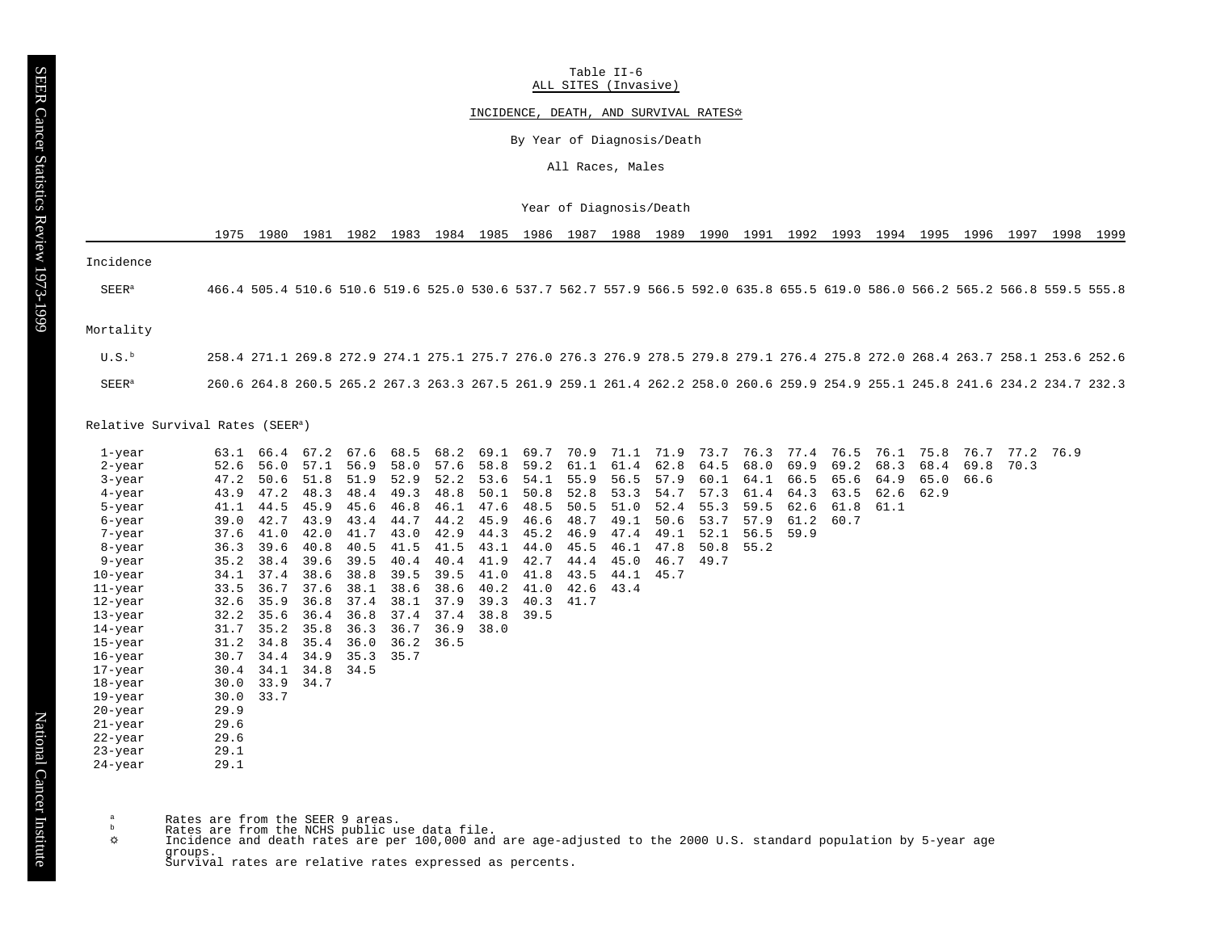Table II-6

ALL SITES (Invasive)

INCIDENCE, DEATH, AND SURVIVAL RATES☼

By Year of Diagnosis/Death

All Races, Males

Year of Diagnosis/Death

| | 1975 | 1980 | 1981 | 1982 | 1983 | 1984 | 1985 | 1986 | 1987 | 1988 | 1989 | 1990 | 1991 | 1992 | 1993 | 1994 | 1995 | 1996 | 1997 | 1998 | 1999 |
|---|---|---|---|---|---|---|---|---|---|---|---|---|---|---|---|---|---|---|---|---|---|
| **Incidence** | | | | | | | | | | | | | | | | | | | | | |
| SEER[a] | 466.4 | 505.4 | 510.6 | 510.6 | 519.6 | 525.0 | 530.6 | 537.7 | 562.7 | 557.9 | 566.5 | 592.0 | 635.8 | 655.5 | 619.0 | 586.0 | 566.2 | 565.2 | 566.8 | 559.5 | 555.8 |
| **Mortality** | | | | | | | | | | | | | | | | | | | | | |
| U.S.[b] | 258.4 | 271.1 | 269.8 | 272.9 | 274.1 | 275.1 | 275.7 | 276.0 | 276.3 | 276.9 | 278.5 | 279.8 | 279.1 | 276.4 | 275.8 | 272.0 | 268.4 | 263.7 | 258.1 | 253.6 | 252.6 |
| SEER[a] | 260.6 | 264.8 | 260.5 | 265.2 | 267.3 | 263.3 | 267.5 | 261.9 | 259.1 | 261.4 | 262.2 | 258.0 | 260.6 | 259.9 | 254.9 | 255.1 | 245.8 | 241.6 | 234.2 | 234.7 | 232.3 |
| **Relative Survival Rates (SEER[a])** | | | | | | | | | | | | | | | | | | | | | |
| 1-year | 63.1 | 66.4 | 67.2 | 67.6 | 68.5 | 68.2 | 69.1 | 69.7 | 70.9 | 71.1 | 71.9 | 73.7 | 76.3 | 77.4 | 76.5 | 76.1 | 75.8 | 76.7 | 77.2 | 76.9 | |
| 2-year | 52.6 | 56.0 | 57.1 | 56.9 | 58.0 | 57.6 | 58.8 | 59.2 | 61.1 | 61.4 | 62.8 | 64.5 | 68.0 | 69.9 | 69.2 | 68.3 | 68.4 | 69.8 | 70.3 | | |
| 3-year | 47.2 | 50.6 | 51.8 | 51.9 | 52.9 | 52.2 | 53.6 | 54.1 | 55.9 | 56.5 | 57.9 | 60.1 | 64.1 | 66.5 | 65.6 | 64.9 | 65.0 | 66.6 | | | |
| 4-year | 43.9 | 47.2 | 48.3 | 48.4 | 49.3 | 48.8 | 50.1 | 50.8 | 52.8 | 53.3 | 54.7 | 57.3 | 61.4 | 64.3 | 63.5 | 62.6 | 62.9 | | | | |
| 5-year | 41.1 | 44.5 | 45.9 | 45.6 | 46.8 | 46.1 | 47.6 | 48.5 | 50.5 | 51.0 | 52.4 | 55.3 | 59.5 | 62.6 | 61.8 | 61.1 | | | | | |
| 6-year | 39.0 | 42.7 | 43.9 | 43.4 | 44.7 | 44.2 | 45.9 | 46.6 | 48.7 | 49.1 | 50.6 | 53.7 | 57.9 | 61.2 | 60.7 | | | | | | |
| 7-year | 37.6 | 41.0 | 42.0 | 41.7 | 43.0 | 42.9 | 44.3 | 45.2 | 46.9 | 47.4 | 49.1 | 52.1 | 56.5 | 59.9 | | | | | | | |
| 8-year | 36.3 | 39.6 | 40.8 | 40.5 | 41.5 | 41.5 | 43.1 | 44.0 | 45.5 | 46.1 | 47.8 | 50.8 | 55.2 | | | | | | | | |
| 9-year | 35.2 | 38.4 | 39.6 | 39.5 | 40.4 | 40.4 | 41.9 | 42.7 | 44.4 | 45.0 | 46.7 | 49.7 | | | | | | | | | |
| 10-year | 34.1 | 37.4 | 38.6 | 38.8 | 39.5 | 39.5 | 41.0 | 41.8 | 43.5 | 44.1 | 45.7 | | | | | | | | | | |
| 11-year | 33.5 | 36.7 | 37.6 | 38.1 | 38.6 | 38.6 | 40.2 | 41.0 | 42.6 | 43.4 | | | | | | | | | | | |
| 12-year | 32.6 | 35.9 | 36.8 | 37.4 | 38.1 | 37.9 | 39.3 | 40.3 | 41.7 | | | | | | | | | | | | |
| 13-year | 32.2 | 35.6 | 36.4 | 36.8 | 37.4 | 37.4 | 38.8 | 39.5 | | | | | | | | | | | | | |
| 14-year | 31.7 | 35.2 | 35.8 | 36.3 | 36.7 | 36.9 | 38.0 | | | | | | | | | | | | | | |
| 15-year | 31.2 | 34.8 | 35.4 | 36.0 | 36.2 | 36.5 | | | | | | | | | | | | | | | |
| 16-year | 30.7 | 34.4 | 34.9 | 35.3 | 35.7 | | | | | | | | | | | | | | | | |
| 17-year | 30.4 | 34.1 | 34.8 | 34.5 | | | | | | | | | | | | | | | | | |
| 18-year | 30.0 | 33.9 | 34.7 | | | | | | | | | | | | | | | | | | |
| 19-year | 30.0 | 33.7 | | | | | | | | | | | | | | | | | | | |
| 20-year | 29.9 | | | | | | | | | | | | | | | | | | | | |
| 21-year | 29.6 | | | | | | | | | | | | | | | | | | | | |
| 22-year | 29.6 | | | | | | | | | | | | | | | | | | | | |
| 23-year | 29.1 | | | | | | | | | | | | | | | | | | | | |
| 24-year | 29.1 | | | | | | | | | | | | | | | | | | | | |

[a] Rates are from the SEER 9 areas.
[b] Rates are from the NCHS public use data file.
☼ Incidence and death rates are per 100,000 and are age-adjusted to the 2000 U.S. standard population by 5-year age groups.
Survival rates are relative rates expressed as percents.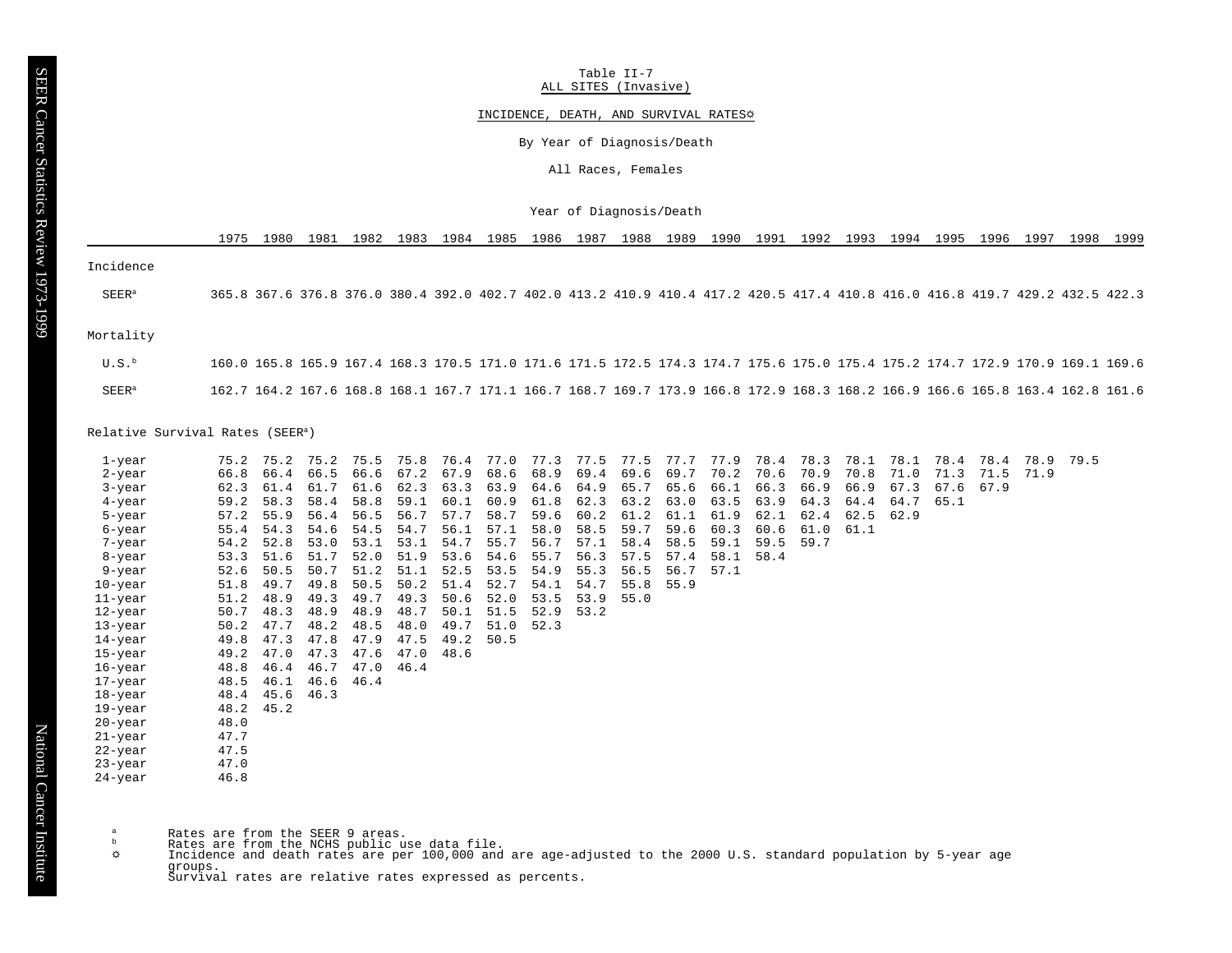Table II-7

ALL SITES (Invasive)

INCIDENCE, DEATH, AND SURVIVAL RATES☼

By Year of Diagnosis/Death

All Races, Females

Year of Diagnosis/Death

| | 1975 | 1980 | 1981 | 1982 | 1983 | 1984 | 1985 | 1986 | 1987 | 1988 | 1989 | 1990 | 1991 | 1992 | 1993 | 1994 | 1995 | 1996 | 1997 | 1998 | 1999 |
|---|---|---|---|---|---|---|---|---|---|---|---|---|---|---|---|---|---|---|---|---|---|
| **Incidence** | | | | | | | | | | | | | | | | | | | | | |
| SEER[a] | 365.8 | 367.6 | 376.8 | 376.0 | 380.4 | 392.0 | 402.7 | 402.0 | 413.2 | 410.9 | 410.4 | 417.2 | 420.5 | 417.4 | 410.8 | 416.0 | 416.8 | 419.7 | 429.2 | 432.5 | 422.3 |
| **Mortality** | | | | | | | | | | | | | | | | | | | | | |
| U.S.[b] | 160.0 | 165.8 | 165.9 | 167.4 | 168.3 | 170.5 | 171.0 | 171.6 | 171.5 | 172.5 | 174.3 | 174.7 | 175.6 | 175.0 | 175.4 | 175.2 | 174.7 | 172.9 | 170.9 | 169.1 | 169.6 |
| SEER[a] | 162.7 | 164.2 | 167.6 | 168.8 | 168.1 | 167.7 | 171.1 | 166.7 | 168.7 | 169.7 | 173.9 | 166.8 | 172.9 | 168.3 | 168.2 | 166.9 | 166.6 | 165.8 | 163.4 | 162.8 | 161.6 |
| **Relative Survival Rates (SEER[a])** | | | | | | | | | | | | | | | | | | | | | |
| 1-year | 75.2 | 75.2 | 75.2 | 75.5 | 75.8 | 76.4 | 77.0 | 77.3 | 77.5 | 77.5 | 77.7 | 77.9 | 78.4 | 78.3 | 78.1 | 78.1 | 78.4 | 78.4 | 78.9 | 79.5 | |
| 2-year | 66.8 | 66.4 | 66.5 | 66.6 | 67.2 | 67.9 | 68.6 | 68.9 | 69.4 | 69.6 | 69.7 | 70.2 | 70.6 | 70.9 | 70.8 | 71.0 | 71.3 | 71.5 | 71.9 | | |
| 3-year | 62.3 | 61.4 | 61.7 | 61.6 | 62.3 | 63.3 | 63.9 | 64.6 | 64.9 | 65.7 | 65.6 | 66.1 | 66.3 | 66.9 | 66.9 | 67.3 | 67.6 | 67.9 | | | |
| 4-year | 59.2 | 58.3 | 58.4 | 58.8 | 59.1 | 60.1 | 60.9 | 61.8 | 62.3 | 63.2 | 63.0 | 63.5 | 63.9 | 64.3 | 64.4 | 64.7 | 65.1 | | | | |
| 5-year | 57.2 | 55.9 | 56.4 | 56.5 | 56.7 | 57.7 | 58.7 | 59.6 | 60.2 | 61.2 | 61.1 | 61.9 | 62.1 | 62.4 | 62.5 | 62.9 | | | | | |
| 6-year | 55.4 | 54.3 | 54.6 | 54.5 | 54.7 | 56.1 | 57.1 | 58.0 | 58.5 | 59.7 | 59.6 | 60.3 | 60.6 | 61.0 | 61.1 | | | | | | |
| 7-year | 54.2 | 52.8 | 53.0 | 53.1 | 53.1 | 54.7 | 55.7 | 56.7 | 57.1 | 58.4 | 58.5 | 59.1 | 59.5 | 59.7 | | | | | | | |
| 8-year | 53.3 | 51.6 | 51.7 | 52.0 | 51.9 | 53.6 | 54.6 | 55.7 | 56.3 | 57.5 | 57.4 | 58.1 | 58.4 | | | | | | | | |
| 9-year | 52.6 | 50.5 | 50.7 | 51.2 | 51.1 | 52.5 | 53.5 | 54.9 | 55.3 | 56.5 | 56.7 | 57.1 | | | | | | | | | |
| 10-year | 51.8 | 49.7 | 49.8 | 50.5 | 50.2 | 51.4 | 52.7 | 54.1 | 54.7 | 55.8 | 55.9 | | | | | | | | | | |
| 11-year | 51.2 | 48.9 | 49.3 | 49.7 | 49.3 | 50.6 | 52.0 | 53.5 | 53.9 | 55.0 | | | | | | | | | | | |
| 12-year | 50.7 | 48.3 | 48.9 | 48.9 | 48.7 | 50.1 | 51.5 | 52.9 | 53.2 | | | | | | | | | | | | |
| 13-year | 50.2 | 47.7 | 48.2 | 48.5 | 48.0 | 49.7 | 51.0 | 52.3 | | | | | | | | | | | | | |
| 14-year | 49.8 | 47.3 | 47.8 | 47.9 | 47.5 | 49.2 | 50.5 | | | | | | | | | | | | | | |
| 15-year | 49.2 | 47.0 | 47.3 | 47.6 | 47.0 | 48.6 | | | | | | | | | | | | | | | |
| 16-year | 48.8 | 46.4 | 46.7 | 47.0 | 46.4 | | | | | | | | | | | | | | | | |
| 17-year | 48.5 | 46.1 | 46.6 | 46.4 | | | | | | | | | | | | | | | | | |
| 18-year | 48.4 | 45.6 | 46.3 | | | | | | | | | | | | | | | | | | |
| 19-year | 48.2 | 45.2 | | | | | | | | | | | | | | | | | | | |
| 20-year | 48.0 | | | | | | | | | | | | | | | | | | | | |
| 21-year | 47.7 | | | | | | | | | | | | | | | | | | | | |
| 22-year | 47.5 | | | | | | | | | | | | | | | | | | | | |
| 23-year | 47.0 | | | | | | | | | | | | | | | | | | | | |
| 24-year | 46.8 | | | | | | | | | | | | | | | | | | | | |

[a] Rates are from the SEER 9 areas.

[b] Rates are from the NCHS public use data file.

☼ Incidence and death rates are per 100,000 and are age-adjusted to the 2000 U.S. standard population by 5-year age groups.
Survival rates are relative rates expressed as percents.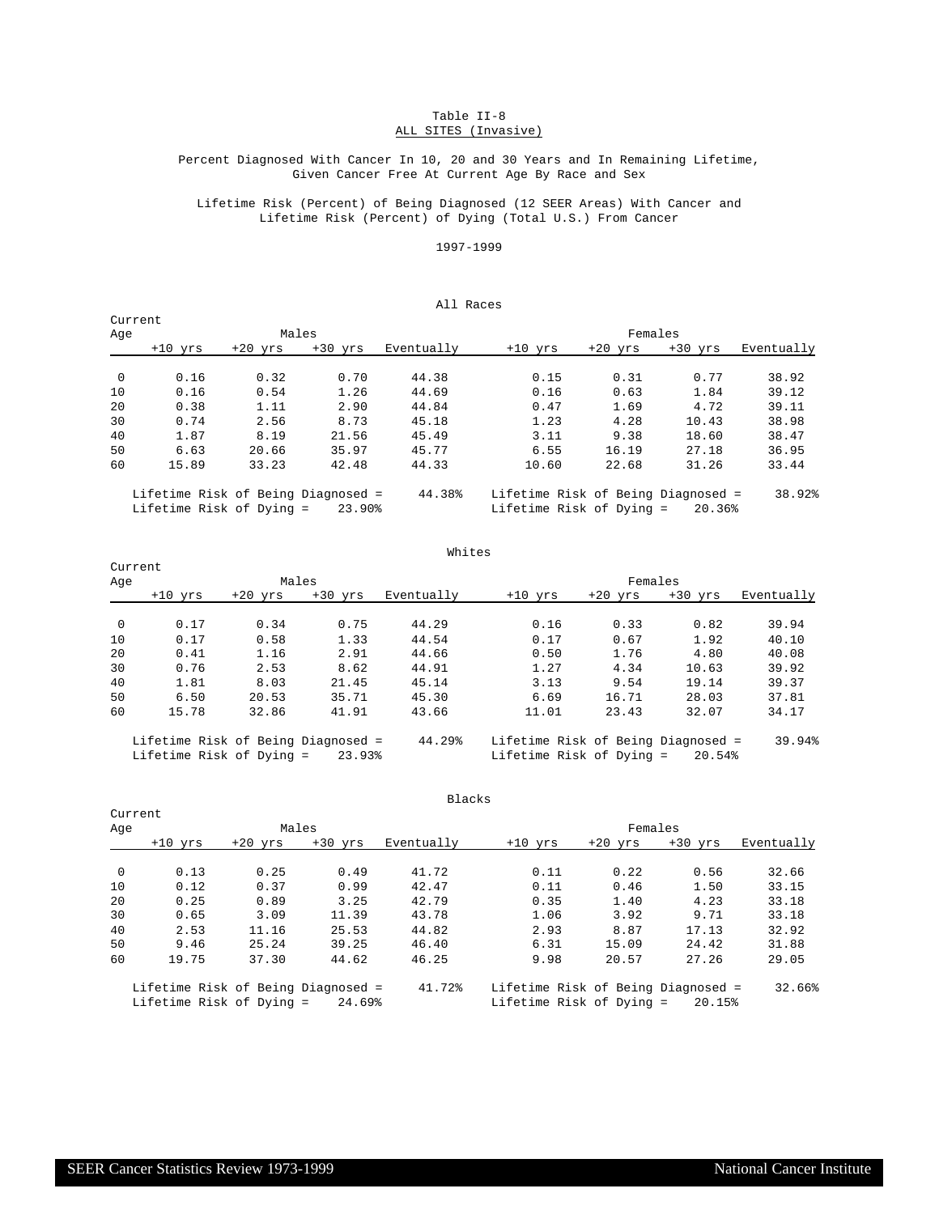# Table II-8

## ALL SITES (Invasive)

Percent Diagnosed With Cancer In 10, 20 and 30 Years and In Remaining Lifetime, Given Cancer Free At Current Age By Race and Sex

Lifetime Risk (Percent) of Being Diagnosed (12 SEER Areas) With Cancer and Lifetime Risk (Percent) of Dying (Total U.S.) From Cancer

1997-1999

### All Races

| Current Age | Males | | | | Females | | | |
|---|---|---|---|---|---|---|---|---|
| | +10 yrs | +20 yrs | +30 yrs | Eventually | +10 yrs | +20 yrs | +30 yrs | Eventually |
| 0 | 0.16 | 0.32 | 0.70 | 44.38 | 0.15 | 0.31 | 0.77 | 38.92 |
| 10 | 0.16 | 0.54 | 1.26 | 44.69 | 0.16 | 0.63 | 1.84 | 39.12 |
| 20 | 0.38 | 1.11 | 2.90 | 44.84 | 0.47 | 1.69 | 4.72 | 39.11 |
| 30 | 0.74 | 2.56 | 8.73 | 45.18 | 1.23 | 4.28 | 10.43 | 38.98 |
| 40 | 1.87 | 8.19 | 21.56 | 45.49 | 3.11 | 9.38 | 18.60 | 38.47 |
| 50 | 6.63 | 20.66 | 35.97 | 45.77 | 6.55 | 16.19 | 27.18 | 36.95 |
| 60 | 15.89 | 33.23 | 42.48 | 44.33 | 10.60 | 22.68 | 31.26 | 33.44 |

Males: Lifetime Risk of Being Diagnosed = 44.38%; Lifetime Risk of Dying = 23.90%

Females: Lifetime Risk of Being Diagnosed = 38.92%; Lifetime Risk of Dying = 20.36%

### Whites

| Current Age | Males | | | | Females | | | |
|---|---|---|---|---|---|---|---|---|
| | +10 yrs | +20 yrs | +30 yrs | Eventually | +10 yrs | +20 yrs | +30 yrs | Eventually |
| 0 | 0.17 | 0.34 | 0.75 | 44.29 | 0.16 | 0.33 | 0.82 | 39.94 |
| 10 | 0.17 | 0.58 | 1.33 | 44.54 | 0.17 | 0.67 | 1.92 | 40.10 |
| 20 | 0.41 | 1.16 | 2.91 | 44.66 | 0.50 | 1.76 | 4.80 | 40.08 |
| 30 | 0.76 | 2.53 | 8.62 | 44.91 | 1.27 | 4.34 | 10.63 | 39.92 |
| 40 | 1.81 | 8.03 | 21.45 | 45.14 | 3.13 | 9.54 | 19.14 | 39.37 |
| 50 | 6.50 | 20.53 | 35.71 | 45.30 | 6.69 | 16.71 | 28.03 | 37.81 |
| 60 | 15.78 | 32.86 | 41.91 | 43.66 | 11.01 | 23.43 | 32.07 | 34.17 |

Males: Lifetime Risk of Being Diagnosed = 44.29%; Lifetime Risk of Dying = 23.93%

Females: Lifetime Risk of Being Diagnosed = 39.94%; Lifetime Risk of Dying = 20.54%

### Blacks

| Current Age | Males | | | | Females | | | |
|---|---|---|---|---|---|---|---|---|
| | +10 yrs | +20 yrs | +30 yrs | Eventually | +10 yrs | +20 yrs | +30 yrs | Eventually |
| 0 | 0.13 | 0.25 | 0.49 | 41.72 | 0.11 | 0.22 | 0.56 | 32.66 |
| 10 | 0.12 | 0.37 | 0.99 | 42.47 | 0.11 | 0.46 | 1.50 | 33.15 |
| 20 | 0.25 | 0.89 | 3.25 | 42.79 | 0.35 | 1.40 | 4.23 | 33.18 |
| 30 | 0.65 | 3.09 | 11.39 | 43.78 | 1.06 | 3.92 | 9.71 | 33.18 |
| 40 | 2.53 | 11.16 | 25.53 | 44.82 | 2.93 | 8.87 | 17.13 | 32.92 |
| 50 | 9.46 | 25.24 | 39.25 | 46.40 | 6.31 | 15.09 | 24.42 | 31.88 |
| 60 | 19.75 | 37.30 | 44.62 | 46.25 | 9.98 | 20.57 | 27.26 | 29.05 |

Males: Lifetime Risk of Being Diagnosed = 41.72%; Lifetime Risk of Dying = 24.69%

Females: Lifetime Risk of Being Diagnosed = 32.66%; Lifetime Risk of Dying = 20.15%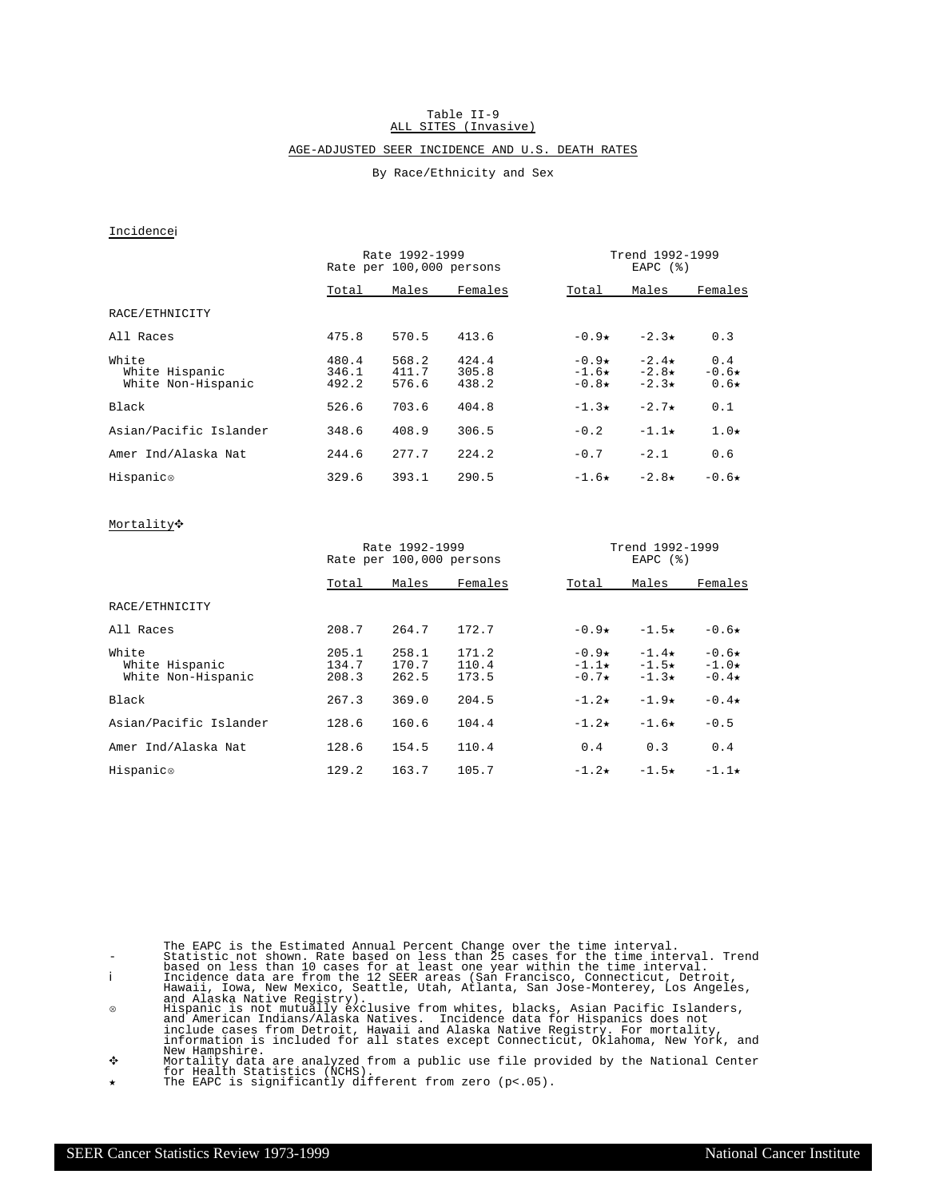# Table II-9
## ALL SITES (Invasive)

### AGE-ADJUSTED SEER INCIDENCE AND U.S. DEATH RATES

By Race/Ethnicity and Sex

**Incidence¡**

| | Rate 1992-1999 Rate per 100,000 persons | | | Trend 1992-1999 EAPC (%) | | |
|---|---|---|---|---|---|---|
| | Total | Males | Females | Total | Males | Females |
| RACE/ETHNICITY | | | | | | |
| All Races | 475.8 | 570.5 | 413.6 | -0.9★ | -2.3★ | 0.3 |
| White | 480.4 | 568.2 | 424.4 | -0.9★ | -2.4★ | 0.4 |
| White Hispanic | 346.1 | 411.7 | 305.8 | -1.6★ | -2.8★ | -0.6★ |
| White Non-Hispanic | 492.2 | 576.6 | 438.2 | -0.8★ | -2.3★ | 0.6★ |
| Black | 526.6 | 703.6 | 404.8 | -1.3★ | -2.7★ | 0.1 |
| Asian/Pacific Islander | 348.6 | 408.9 | 306.5 | -0.2 | -1.1★ | 1.0★ |
| Amer Ind/Alaska Nat | 244.6 | 277.7 | 224.2 | -0.7 | -2.1 | 0.6 |
| Hispanic⊗ | 329.6 | 393.1 | 290.5 | -1.6★ | -2.8★ | -0.6★ |

**Mortality✥**

| | Rate 1992-1999 Rate per 100,000 persons | | | Trend 1992-1999 EAPC (%) | | |
|---|---|---|---|---|---|---|
| | Total | Males | Females | Total | Males | Females |
| RACE/ETHNICITY | | | | | | |
| All Races | 208.7 | 264.7 | 172.7 | -0.9★ | -1.5★ | -0.6★ |
| White | 205.1 | 258.1 | 171.2 | -0.9★ | -1.4★ | -0.6★ |
| White Hispanic | 134.7 | 170.7 | 110.4 | -1.1★ | -1.5★ | -1.0★ |
| White Non-Hispanic | 208.3 | 262.5 | 173.5 | -0.7★ | -1.3★ | -0.4★ |
| Black | 267.3 | 369.0 | 204.5 | -1.2★ | -1.9★ | -0.4★ |
| Asian/Pacific Islander | 128.6 | 160.6 | 104.4 | -1.2★ | -1.6★ | -0.5 |
| Amer Ind/Alaska Nat | 128.6 | 154.5 | 110.4 | 0.4 | 0.3 | 0.4 |
| Hispanic⊗ | 129.2 | 163.7 | 105.7 | -1.2★ | -1.5★ | -1.1★ |

The EAPC is the Estimated Annual Percent Change over the time interval.

- \- Statistic not shown. Rate based on less than 25 cases for the time interval. Trend based on less than 10 cases for at least one year within the time interval.
- ¡ Incidence data are from the 12 SEER areas (San Francisco, Connecticut, Detroit, Hawaii, Iowa, New Mexico, Seattle, Utah, Atlanta, San Jose-Monterey, Los Angeles, and Alaska Native Registry).
- ⊗ Hispanic is not mutually exclusive from whites, blacks, Asian Pacific Islanders, and American Indians/Alaska Natives. Incidence data for Hispanics does not include cases from Detroit, Hawaii and Alaska Native Registry. For mortality, information is included for all states except Connecticut, Oklahoma, New York, and New Hampshire.
- ✥ Mortality data are analyzed from a public use file provided by the National Center for Health Statistics (NCHS).
- ★ The EAPC is significantly different from zero (p<.05).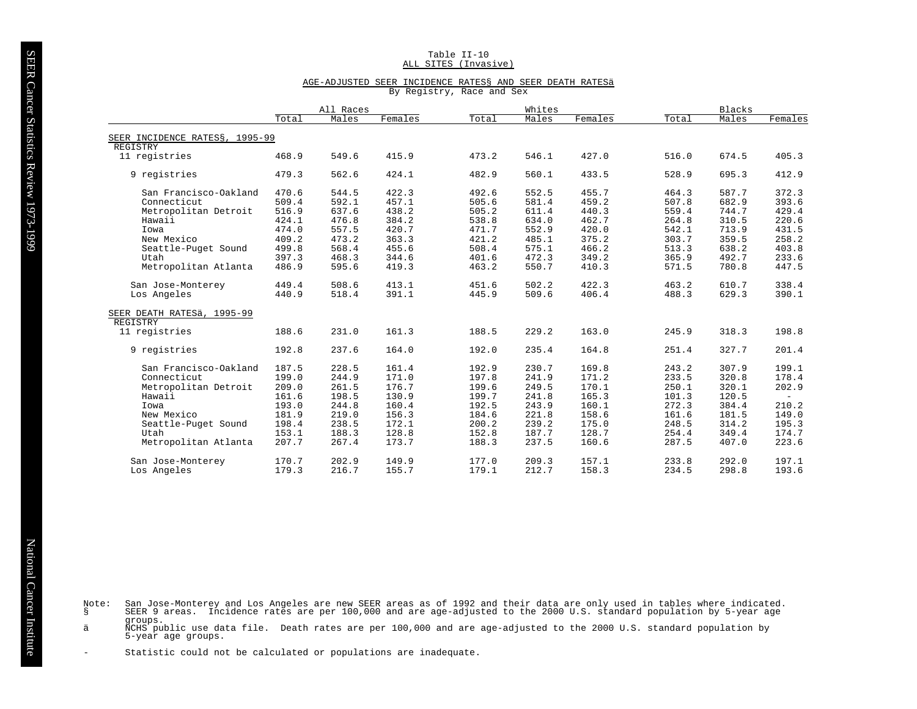Table II-10
ALL SITES (Invasive)

AGE-ADJUSTED SEER INCIDENCE RATES§ AND SEER DEATH RATESä
By Registry, Race and Sex

| | All Races | | | Whites | | | Blacks | | |
|---|---|---|---|---|---|---|---|---|---|
| | Total | Males | Females | Total | Males | Females | Total | Males | Females |
| **SEER INCIDENCE RATES§, 1995-99** | | | | | | | | | |
| REGISTRY | | | | | | | | | |
| 11 registries | 468.9 | 549.6 | 415.9 | 473.2 | 546.1 | 427.0 | 516.0 | 674.5 | 405.3 |
| 9 registries | 479.3 | 562.6 | 424.1 | 482.9 | 560.1 | 433.5 | 528.9 | 695.3 | 412.9 |
| San Francisco-Oakland | 470.6 | 544.5 | 422.3 | 492.6 | 552.5 | 455.7 | 464.3 | 587.7 | 372.3 |
| Connecticut | 509.4 | 592.1 | 457.1 | 505.6 | 581.4 | 459.2 | 507.8 | 682.9 | 393.6 |
| Metropolitan Detroit | 516.9 | 637.6 | 438.2 | 505.2 | 611.4 | 440.3 | 559.4 | 744.7 | 429.4 |
| Hawaii | 424.1 | 476.8 | 384.2 | 538.8 | 634.0 | 462.7 | 264.8 | 310.5 | 220.6 |
| Iowa | 474.0 | 557.5 | 420.7 | 471.7 | 552.9 | 420.0 | 542.1 | 713.9 | 431.5 |
| New Mexico | 409.2 | 473.2 | 363.3 | 421.2 | 485.1 | 375.2 | 303.7 | 359.5 | 258.2 |
| Seattle-Puget Sound | 499.8 | 568.4 | 455.6 | 508.4 | 575.1 | 466.2 | 513.3 | 638.2 | 403.8 |
| Utah | 397.3 | 468.3 | 344.6 | 401.6 | 472.3 | 349.2 | 365.9 | 492.7 | 233.6 |
| Metropolitan Atlanta | 486.9 | 595.6 | 419.3 | 463.2 | 550.7 | 410.3 | 571.5 | 780.8 | 447.5 |
| San Jose-Monterey | 449.4 | 508.6 | 413.1 | 451.6 | 502.2 | 422.3 | 463.2 | 610.7 | 338.4 |
| Los Angeles | 440.9 | 518.4 | 391.1 | 445.9 | 509.6 | 406.4 | 488.3 | 629.3 | 390.1 |
| **SEER DEATH RATESä, 1995-99** | | | | | | | | | |
| REGISTRY | | | | | | | | | |
| 11 registries | 188.6 | 231.0 | 161.3 | 188.5 | 229.2 | 163.0 | 245.9 | 318.3 | 198.8 |
| 9 registries | 192.8 | 237.6 | 164.0 | 192.0 | 235.4 | 164.8 | 251.4 | 327.7 | 201.4 |
| San Francisco-Oakland | 187.5 | 228.5 | 161.4 | 192.9 | 230.7 | 169.8 | 243.2 | 307.9 | 199.1 |
| Connecticut | 199.0 | 244.9 | 171.0 | 197.8 | 241.9 | 171.2 | 233.5 | 320.8 | 178.4 |
| Metropolitan Detroit | 209.0 | 261.5 | 176.7 | 199.6 | 249.5 | 170.1 | 250.1 | 320.1 | 202.9 |
| Hawaii | 161.6 | 198.5 | 130.9 | 199.7 | 241.8 | 165.3 | 101.3 | 120.5 | - |
| Iowa | 193.0 | 244.8 | 160.4 | 192.5 | 243.9 | 160.1 | 272.3 | 384.4 | 210.2 |
| New Mexico | 181.9 | 219.0 | 156.3 | 184.6 | 221.8 | 158.6 | 161.6 | 181.5 | 149.0 |
| Seattle-Puget Sound | 198.4 | 238.5 | 172.1 | 200.2 | 239.2 | 175.0 | 248.5 | 314.2 | 195.3 |
| Utah | 153.1 | 188.3 | 128.8 | 152.8 | 187.7 | 128.7 | 254.4 | 349.4 | 174.7 |
| Metropolitan Atlanta | 207.7 | 267.4 | 173.7 | 188.3 | 237.5 | 160.6 | 287.5 | 407.0 | 223.6 |
| San Jose-Monterey | 170.7 | 202.9 | 149.9 | 177.0 | 209.3 | 157.1 | 233.8 | 292.0 | 197.1 |
| Los Angeles | 179.3 | 216.7 | 155.7 | 179.1 | 212.7 | 158.3 | 234.5 | 298.8 | 193.6 |

Note: San Jose-Monterey and Los Angeles are new SEER areas as of 1992 and their data are only used in tables where indicated.
§ SEER 9 areas. Incidence rates are per 100,000 and are age-adjusted to the 2000 U.S. standard population by 5-year age groups.
ä NCHS public use data file. Death rates are per 100,000 and are age-adjusted to the 2000 U.S. standard population by 5-year age groups.

\- Statistic could not be calculated or populations are inadequate.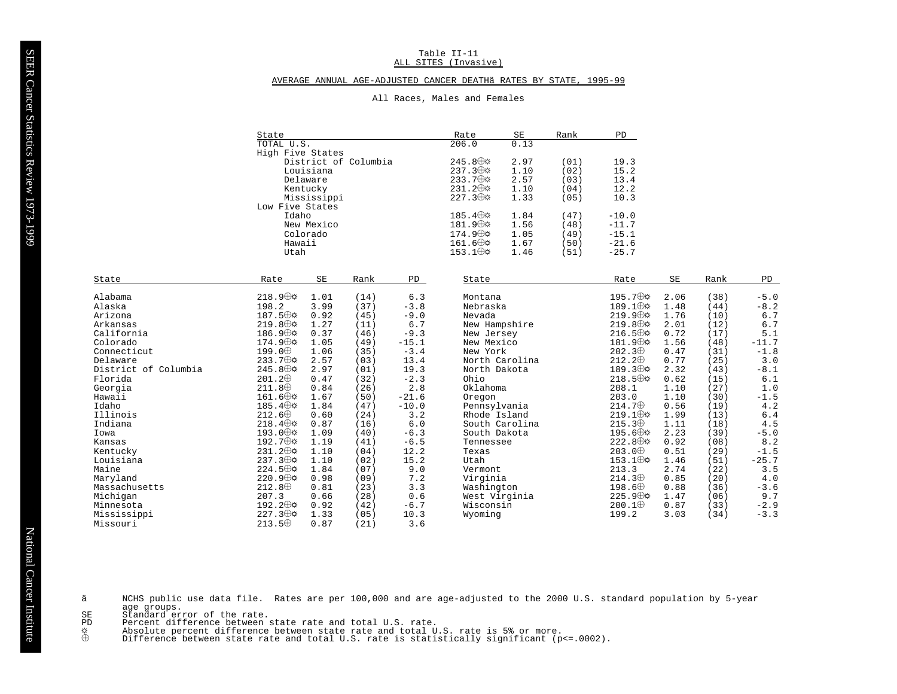# Table II-11

## ALL SITES (Invasive)

### AVERAGE ANNUAL AGE-ADJUSTED CANCER DEATHä RATES BY STATE, 1995-99

All Races, Males and Females

| State | Rate | SE | Rank | PD |
|---|---|---|---|---|
| TOTAL U.S. | 206.0 | 0.13 | | |
| High Five States | | | | |
| District of Columbia | 245.8⊕☼ | 2.97 | (01) | 19.3 |
| Louisiana | 237.3⊕☼ | 1.10 | (02) | 15.2 |
| Delaware | 233.7⊕☼ | 2.57 | (03) | 13.4 |
| Kentucky | 231.2⊕☼ | 1.10 | (04) | 12.2 |
| Mississippi | 227.3⊕☼ | 1.33 | (05) | 10.3 |
| Low Five States | | | | |
| Idaho | 185.4⊕☼ | 1.84 | (47) | -10.0 |
| New Mexico | 181.9⊕☼ | 1.56 | (48) | -11.7 |
| Colorado | 174.9⊕☼ | 1.05 | (49) | -15.1 |
| Hawaii | 161.6⊕☼ | 1.67 | (50) | -21.6 |
| Utah | 153.1⊕☼ | 1.46 | (51) | -25.7 |

| State | Rate | SE | Rank | PD |
|---|---|---|---|---|
| Alabama | 218.9⊕☼ | 1.01 | (14) | 6.3 |
| Alaska | 198.2 | 3.99 | (37) | -3.8 |
| Arizona | 187.5⊕☼ | 0.92 | (45) | -9.0 |
| Arkansas | 219.8⊕☼ | 1.27 | (11) | 6.7 |
| California | 186.9⊕☼ | 0.37 | (46) | -9.3 |
| Colorado | 174.9⊕☼ | 1.05 | (49) | -15.1 |
| Connecticut | 199.0⊕ | 1.06 | (35) | -3.4 |
| Delaware | 233.7⊕☼ | 2.57 | (03) | 13.4 |
| District of Columbia | 245.8⊕☼ | 2.97 | (01) | 19.3 |
| Florida | 201.2⊕ | 0.47 | (32) | -2.3 |
| Georgia | 211.8⊕ | 0.84 | (26) | 2.8 |
| Hawaii | 161.6⊕☼ | 1.67 | (50) | -21.6 |
| Idaho | 185.4⊕☼ | 1.84 | (47) | -10.0 |
| Illinois | 212.6⊕ | 0.60 | (24) | 3.2 |
| Indiana | 218.4⊕☼ | 0.87 | (16) | 6.0 |
| Iowa | 193.0⊕☼ | 1.09 | (40) | -6.3 |
| Kansas | 192.7⊕☼ | 1.19 | (41) | -6.5 |
| Kentucky | 231.2⊕☼ | 1.10 | (04) | 12.2 |
| Louisiana | 237.3⊕☼ | 1.10 | (02) | 15.2 |
| Maine | 224.5⊕☼ | 1.84 | (07) | 9.0 |
| Maryland | 220.9⊕☼ | 0.98 | (09) | 7.2 |
| Massachusetts | 212.8⊕ | 0.81 | (23) | 3.3 |
| Michigan | 207.3 | 0.66 | (28) | 0.6 |
| Minnesota | 192.2⊕☼ | 0.92 | (42) | -6.7 |
| Mississippi | 227.3⊕☼ | 1.33 | (05) | 10.3 |
| Missouri | 213.5⊕ | 0.87 | (21) | 3.6 |
| Montana | 195.7⊕☼ | 2.06 | (38) | -5.0 |
| Nebraska | 189.1⊕☼ | 1.48 | (44) | -8.2 |
| Nevada | 219.9⊕☼ | 1.76 | (10) | 6.7 |
| New Hampshire | 219.8⊕☼ | 2.01 | (12) | 6.7 |
| New Jersey | 216.5⊕☼ | 0.72 | (17) | 5.1 |
| New Mexico | 181.9⊕☼ | 1.56 | (48) | -11.7 |
| New York | 202.3⊕ | 0.47 | (31) | -1.8 |
| North Carolina | 212.2⊕ | 0.77 | (25) | 3.0 |
| North Dakota | 189.3⊕☼ | 2.32 | (43) | -8.1 |
| Ohio | 218.5⊕☼ | 0.62 | (15) | 6.1 |
| Oklahoma | 208.1 | 1.10 | (27) | 1.0 |
| Oregon | 203.0 | 1.10 | (30) | -1.5 |
| Pennsylvania | 214.7⊕ | 0.56 | (19) | 4.2 |
| Rhode Island | 219.1⊕☼ | 1.99 | (13) | 6.4 |
| South Carolina | 215.3⊕ | 1.11 | (18) | 4.5 |
| South Dakota | 195.6⊕☼ | 2.23 | (39) | -5.0 |
| Tennessee | 222.8⊕☼ | 0.92 | (08) | 8.2 |
| Texas | 203.0⊕ | 0.51 | (29) | -1.5 |
| Utah | 153.1⊕☼ | 1.46 | (51) | -25.7 |
| Vermont | 213.3 | 2.74 | (22) | 3.5 |
| Virginia | 214.3⊕ | 0.85 | (20) | 4.0 |
| Washington | 198.6⊕ | 0.88 | (36) | -3.6 |
| West Virginia | 225.9⊕☼ | 1.47 | (06) | 9.7 |
| Wisconsin | 200.1⊕ | 0.87 | (33) | -2.9 |
| Wyoming | 199.2 | 3.03 | (34) | -3.3 |

ä NCHS public use data file. Rates are per 100,000 and are age-adjusted to the 2000 U.S. standard population by 5-year age groups.

SE Standard error of the rate.

PD Percent difference between state rate and total U.S. rate.

☼ Absolute percent difference between state rate and total U.S. rate is 5% or more.

⊕ Difference between state rate and total U.S. rate is statistically significant (p<=.0002).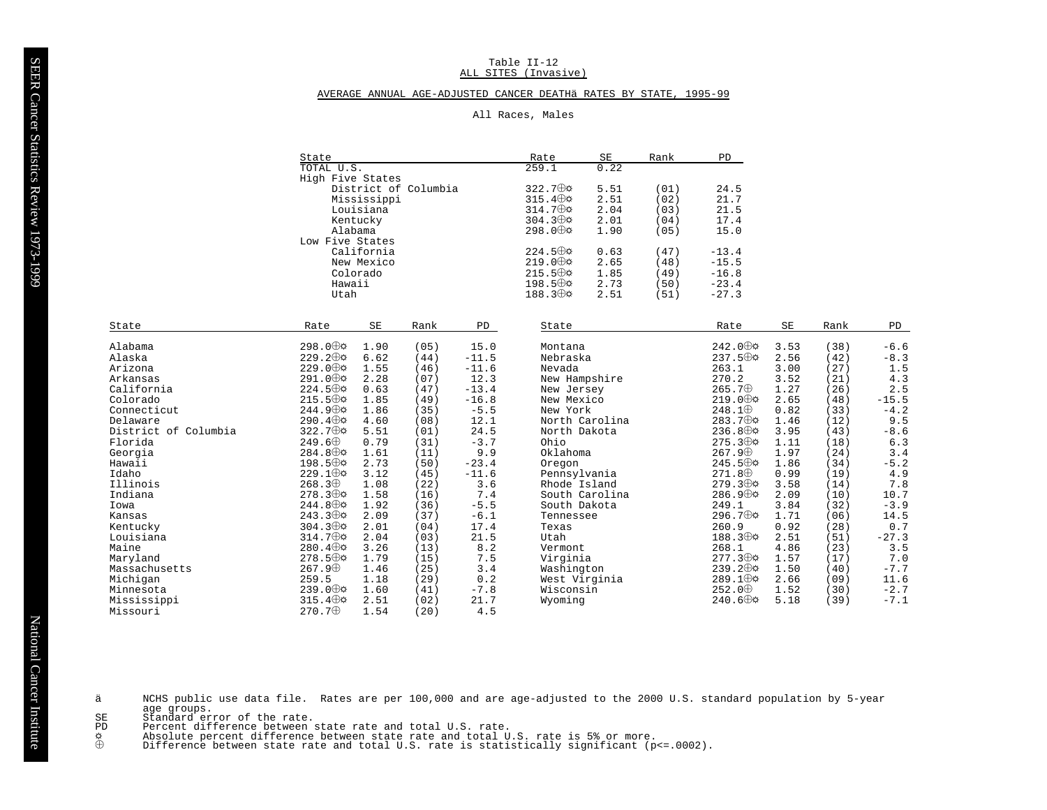Table II-12
ALL SITES (Invasive)

AVERAGE ANNUAL AGE-ADJUSTED CANCER DEATHä RATES BY STATE, 1995-99

All Races, Males

| State | Rate | SE | Rank | PD |
|---|---|---|---|---|
| TOTAL U.S. | 259.1 | 0.22 | | |
| High Five States | | | | |
| District of Columbia | 322.7⊕☼ | 5.51 | (01) | 24.5 |
| Mississippi | 315.4⊕☼ | 2.51 | (02) | 21.7 |
| Louisiana | 314.7⊕☼ | 2.04 | (03) | 21.5 |
| Kentucky | 304.3⊕☼ | 2.01 | (04) | 17.4 |
| Alabama | 298.0⊕☼ | 1.90 | (05) | 15.0 |
| Low Five States | | | | |
| California | 224.5⊕☼ | 0.63 | (47) | -13.4 |
| New Mexico | 219.0⊕☼ | 2.65 | (48) | -15.5 |
| Colorado | 215.5⊕☼ | 1.85 | (49) | -16.8 |
| Hawaii | 198.5⊕☼ | 2.73 | (50) | -23.4 |
| Utah | 188.3⊕☼ | 2.51 | (51) | -27.3 |

| State | Rate | SE | Rank | PD |
|---|---|---|---|---|
| Alabama | 298.0⊕☼ | 1.90 | (05) | 15.0 |
| Alaska | 229.2⊕☼ | 6.62 | (44) | -11.5 |
| Arizona | 229.0⊕☼ | 1.55 | (46) | -11.6 |
| Arkansas | 291.0⊕☼ | 2.28 | (07) | 12.3 |
| California | 224.5⊕☼ | 0.63 | (47) | -13.4 |
| Colorado | 215.5⊕☼ | 1.85 | (49) | -16.8 |
| Connecticut | 244.9⊕☼ | 1.86 | (35) | -5.5 |
| Delaware | 290.4⊕☼ | 4.60 | (08) | 12.1 |
| District of Columbia | 322.7⊕☼ | 5.51 | (01) | 24.5 |
| Florida | 249.6⊕ | 0.79 | (31) | -3.7 |
| Georgia | 284.8⊕☼ | 1.61 | (11) | 9.9 |
| Hawaii | 198.5⊕☼ | 2.73 | (50) | -23.4 |
| Idaho | 229.1⊕☼ | 3.12 | (45) | -11.6 |
| Illinois | 268.3⊕ | 1.08 | (22) | 3.6 |
| Indiana | 278.3⊕☼ | 1.58 | (16) | 7.4 |
| Iowa | 244.8⊕☼ | 1.92 | (36) | -5.5 |
| Kansas | 243.3⊕☼ | 2.09 | (37) | -6.1 |
| Kentucky | 304.3⊕☼ | 2.01 | (04) | 17.4 |
| Louisiana | 314.7⊕☼ | 2.04 | (03) | 21.5 |
| Maine | 280.4⊕☼ | 3.26 | (13) | 8.2 |
| Maryland | 278.5⊕☼ | 1.79 | (15) | 7.5 |
| Massachusetts | 267.9⊕ | 1.46 | (25) | 3.4 |
| Michigan | 259.5 | 1.18 | (29) | 0.2 |
| Minnesota | 239.0⊕☼ | 1.60 | (41) | -7.8 |
| Mississippi | 315.4⊕☼ | 2.51 | (02) | 21.7 |
| Missouri | 270.7⊕ | 1.54 | (20) | 4.5 |
| Montana | 242.0⊕☼ | 3.53 | (38) | -6.6 |
| Nebraska | 237.5⊕☼ | 2.56 | (42) | -8.3 |
| Nevada | 263.1 | 3.00 | (27) | 1.5 |
| New Hampshire | 270.2 | 3.52 | (21) | 4.3 |
| New Jersey | 265.7⊕ | 1.27 | (26) | 2.5 |
| New Mexico | 219.0⊕☼ | 2.65 | (48) | -15.5 |
| New York | 248.1⊕ | 0.82 | (33) | -4.2 |
| North Carolina | 283.7⊕☼ | 1.46 | (12) | 9.5 |
| North Dakota | 236.8⊕☼ | 3.95 | (43) | -8.6 |
| Ohio | 275.3⊕☼ | 1.11 | (18) | 6.3 |
| Oklahoma | 267.9⊕ | 1.97 | (24) | 3.4 |
| Oregon | 245.5⊕☼ | 1.86 | (34) | -5.2 |
| Pennsylvania | 271.8⊕ | 0.99 | (19) | 4.9 |
| Rhode Island | 279.3⊕☼ | 3.58 | (14) | 7.8 |
| South Carolina | 286.9⊕☼ | 2.09 | (10) | 10.7 |
| South Dakota | 249.1 | 3.84 | (32) | -3.9 |
| Tennessee | 296.7⊕☼ | 1.71 | (06) | 14.5 |
| Texas | 260.9 | 0.92 | (28) | 0.7 |
| Utah | 188.3⊕☼ | 2.51 | (51) | -27.3 |
| Vermont | 268.1 | 4.86 | (23) | 3.5 |
| Virginia | 277.3⊕☼ | 1.57 | (17) | 7.0 |
| Washington | 239.2⊕☼ | 1.50 | (40) | -7.7 |
| West Virginia | 289.1⊕☼ | 2.66 | (09) | 11.6 |
| Wisconsin | 252.0⊕ | 1.52 | (30) | -2.7 |
| Wyoming | 240.6⊕☼ | 5.18 | (39) | -7.1 |

ä NCHS public use data file. Rates are per 100,000 and are age-adjusted to the 2000 U.S. standard population by 5-year age groups.
SE Standard error of the rate.
PD Percent difference between state rate and total U.S. rate.
☼ Absolute percent difference between state rate and total U.S. rate is 5% or more.
⊕ Difference between state rate and total U.S. rate is statistically significant (p<=.0002).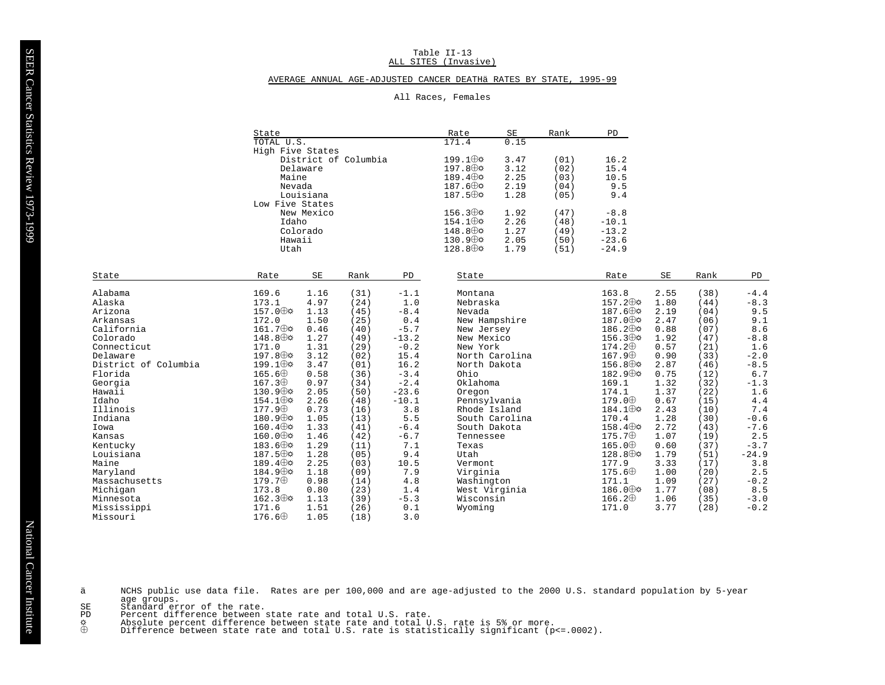Table II-13

ALL SITES (Invasive)

AVERAGE ANNUAL AGE-ADJUSTED CANCER DEATHä RATES BY STATE, 1995-99

All Races, Females

| State | Rate | SE | Rank | PD |
|---|---|---|---|---|
| TOTAL U.S. | 171.4 | 0.15 | | |
| High Five States | | | | |
| District of Columbia | 199.1⊕☼ | 3.47 | (01) | 16.2 |
| Delaware | 197.8⊕☼ | 3.12 | (02) | 15.4 |
| Maine | 189.4⊕☼ | 2.25 | (03) | 10.5 |
| Nevada | 187.6⊕☼ | 2.19 | (04) | 9.5 |
| Louisiana | 187.5⊕☼ | 1.28 | (05) | 9.4 |
| Low Five States | | | | |
| New Mexico | 156.3⊕☼ | 1.92 | (47) | -8.8 |
| Idaho | 154.1⊕☼ | 2.26 | (48) | -10.1 |
| Colorado | 148.8⊕☼ | 1.27 | (49) | -13.2 |
| Hawaii | 130.9⊕☼ | 2.05 | (50) | -23.6 |
| Utah | 128.8⊕☼ | 1.79 | (51) | -24.9 |

| State | Rate | SE | Rank | PD |
|---|---|---|---|---|
| Alabama | 169.6 | 1.16 | (31) | -1.1 |
| Alaska | 173.1 | 4.97 | (24) | 1.0 |
| Arizona | 157.0⊕☼ | 1.13 | (45) | -8.4 |
| Arkansas | 172.0 | 1.50 | (25) | 0.4 |
| California | 161.7⊕☼ | 0.46 | (40) | -5.7 |
| Colorado | 148.8⊕☼ | 1.27 | (49) | -13.2 |
| Connecticut | 171.0 | 1.31 | (29) | -0.2 |
| Delaware | 197.8⊕☼ | 3.12 | (02) | 15.4 |
| District of Columbia | 199.1⊕☼ | 3.47 | (01) | 16.2 |
| Florida | 165.6⊕ | 0.58 | (36) | -3.4 |
| Georgia | 167.3⊕ | 0.97 | (34) | -2.4 |
| Hawaii | 130.9⊕☼ | 2.05 | (50) | -23.6 |
| Idaho | 154.1⊕☼ | 2.26 | (48) | -10.1 |
| Illinois | 177.9⊕ | 0.73 | (16) | 3.8 |
| Indiana | 180.9⊕☼ | 1.05 | (13) | 5.5 |
| Iowa | 160.4⊕☼ | 1.33 | (41) | -6.4 |
| Kansas | 160.0⊕☼ | 1.46 | (42) | -6.7 |
| Kentucky | 183.6⊕☼ | 1.29 | (11) | 7.1 |
| Louisiana | 187.5⊕☼ | 1.28 | (05) | 9.4 |
| Maine | 189.4⊕☼ | 2.25 | (03) | 10.5 |
| Maryland | 184.9⊕☼ | 1.18 | (09) | 7.9 |
| Massachusetts | 179.7⊕ | 0.98 | (14) | 4.8 |
| Michigan | 173.8 | 0.80 | (23) | 1.4 |
| Minnesota | 162.3⊕☼ | 1.13 | (39) | -5.3 |
| Mississippi | 171.6 | 1.51 | (26) | 0.1 |
| Missouri | 176.6⊕ | 1.05 | (18) | 3.0 |
| Montana | 163.8 | 2.55 | (38) | -4.4 |
| Nebraska | 157.2⊕☼ | 1.80 | (44) | -8.3 |
| Nevada | 187.6⊕☼ | 2.19 | (04) | 9.5 |
| New Hampshire | 187.0⊕☼ | 2.47 | (06) | 9.1 |
| New Jersey | 186.2⊕☼ | 0.88 | (07) | 8.6 |
| New Mexico | 156.3⊕☼ | 1.92 | (47) | -8.8 |
| New York | 174.2⊕ | 0.57 | (21) | 1.6 |
| North Carolina | 167.9⊕ | 0.90 | (33) | -2.0 |
| North Dakota | 156.8⊕☼ | 2.87 | (46) | -8.5 |
| Ohio | 182.9⊕☼ | 0.75 | (12) | 6.7 |
| Oklahoma | 169.1 | 1.32 | (32) | -1.3 |
| Oregon | 174.1 | 1.37 | (22) | 1.6 |
| Pennsylvania | 179.0⊕ | 0.67 | (15) | 4.4 |
| Rhode Island | 184.1⊕☼ | 2.43 | (10) | 7.4 |
| South Carolina | 170.4 | 1.28 | (30) | -0.6 |
| South Dakota | 158.4⊕☼ | 2.72 | (43) | -7.6 |
| Tennessee | 175.7⊕ | 1.07 | (19) | 2.5 |
| Texas | 165.0⊕ | 0.60 | (37) | -3.7 |
| Utah | 128.8⊕☼ | 1.79 | (51) | -24.9 |
| Vermont | 177.9 | 3.33 | (17) | 3.8 |
| Virginia | 175.6⊕ | 1.00 | (20) | 2.5 |
| Washington | 171.1 | 1.09 | (27) | -0.2 |
| West Virginia | 186.0⊕☼ | 1.77 | (08) | 8.5 |
| Wisconsin | 166.2⊕ | 1.06 | (35) | -3.0 |
| Wyoming | 171.0 | 3.77 | (28) | -0.2 |

ä NCHS public use data file. Rates are per 100,000 and are age-adjusted to the 2000 U.S. standard population by 5-year age groups.

SE Standard error of the rate.

PD Percent difference between state rate and total U.S. rate.

☼ Absolute percent difference between state rate and total U.S. rate is 5% or more.

⊕ Difference between state rate and total U.S. rate is statistically significant (p<=.0002).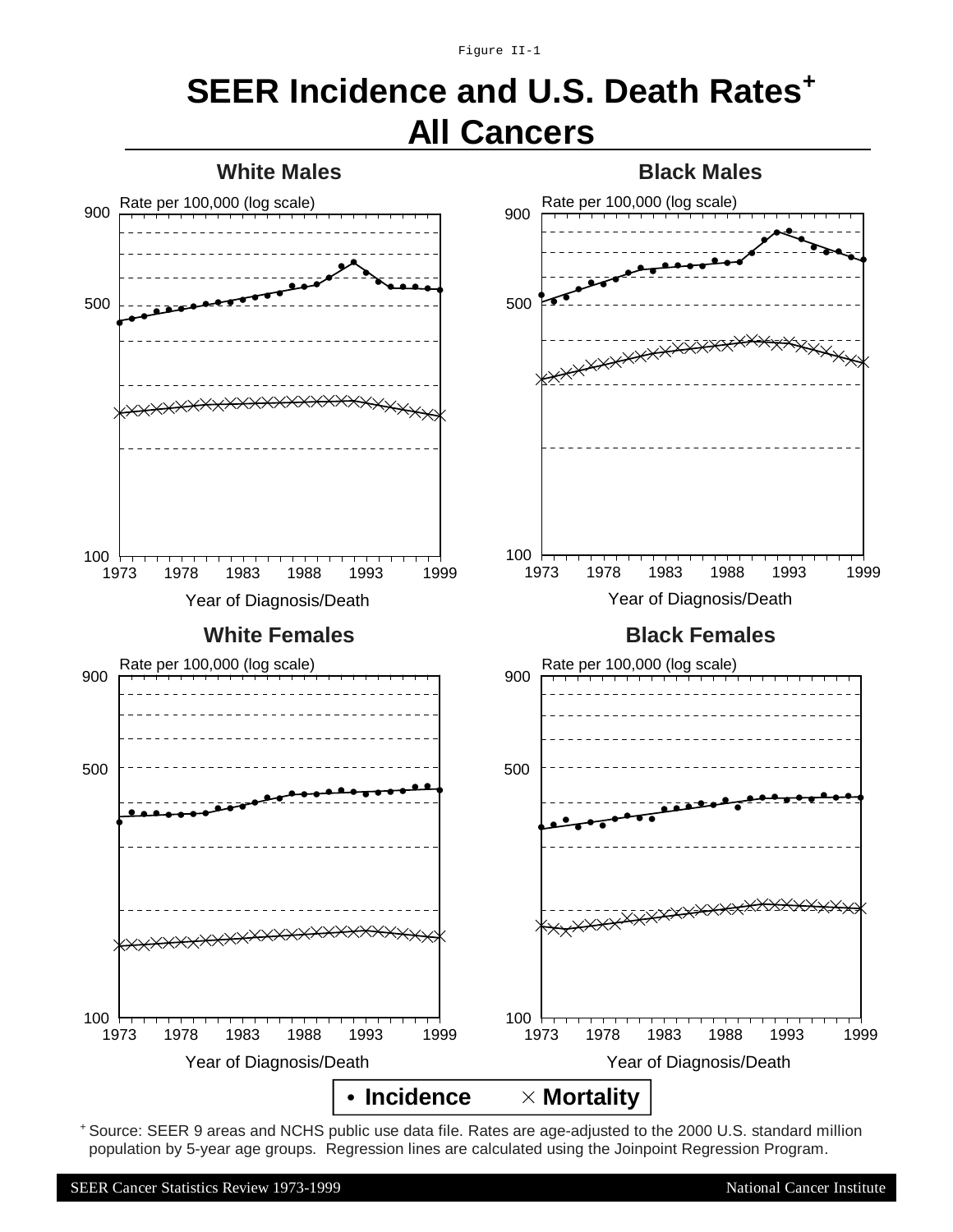Figure II-1

# SEER Incidence and U.S. Death Rates+ All Cancers

## White Males

Rate per 100,000 (log scale)

Year of Diagnosis/Death

## Black Males

Rate per 100,000 (log scale)

Year of Diagnosis/Death

## White Females

Rate per 100,000 (log scale)

Year of Diagnosis/Death

## Black Females

Rate per 100,000 (log scale)

Year of Diagnosis/Death

• Incidence × Mortality

+ Source: SEER 9 areas and NCHS public use data file. Rates are age-adjusted to the 2000 U.S. standard million population by 5-year age groups. Regression lines are calculated using the Joinpoint Regression Program.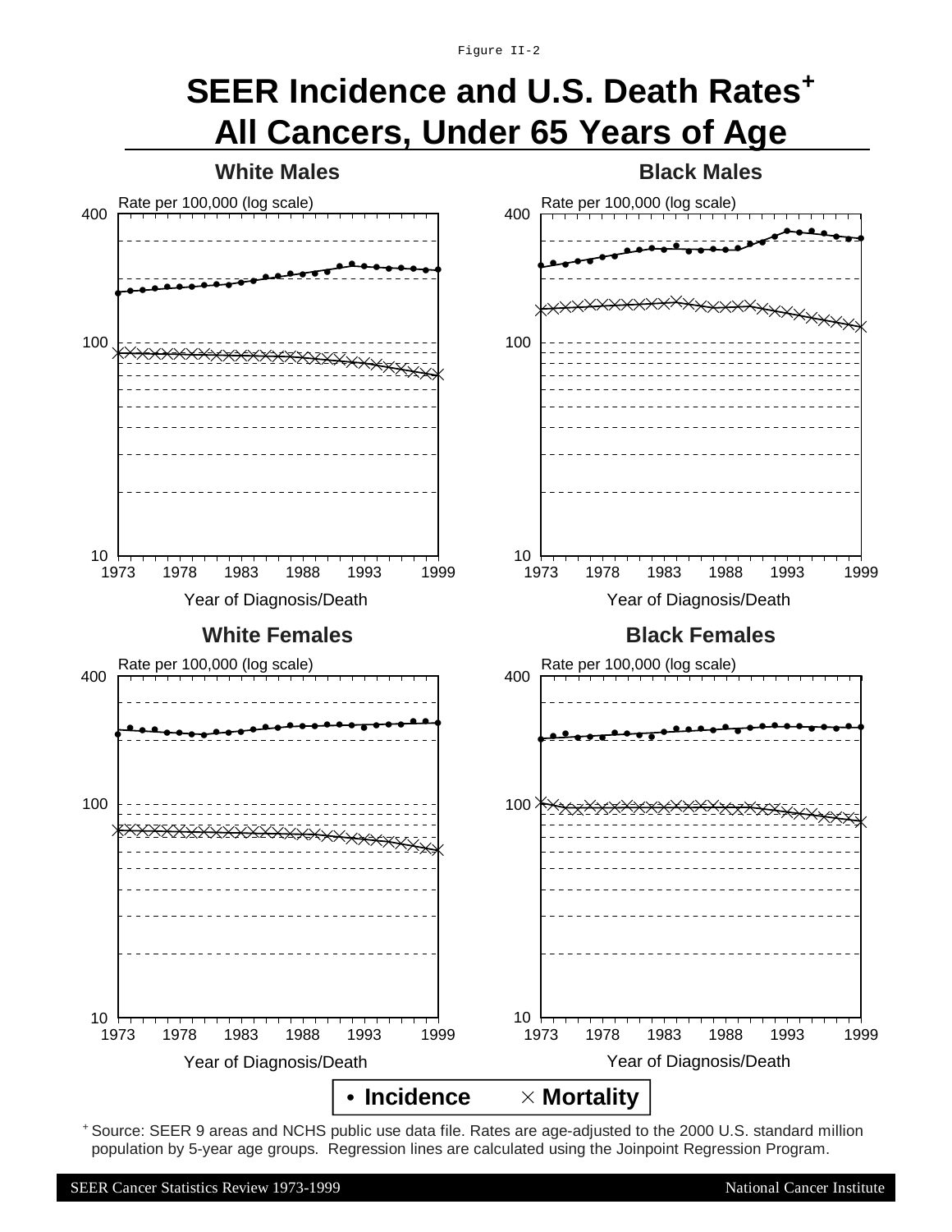Figure II-2

# SEER Incidence and U.S. Death Rates+
# All Cancers, Under 65 Years of Age

## White Males

Rate per 100,000 (log scale)

400

100

10

1973 1978 1983 1988 1993 1999

Year of Diagnosis/Death

## Black Males

Rate per 100,000 (log scale)

400

100

10

1973 1978 1983 1988 1993 1999

Year of Diagnosis/Death

## White Females

Rate per 100,000 (log scale)

400

100

10

1973 1978 1983 1988 1993 1999

Year of Diagnosis/Death

## Black Females

Rate per 100,000 (log scale)

400

100

10

1973 1978 1983 1988 1993 1999

Year of Diagnosis/Death

**• Incidence** **× Mortality**

+ Source: SEER 9 areas and NCHS public use data file. Rates are age-adjusted to the 2000 U.S. standard million population by 5-year age groups. Regression lines are calculated using the Joinpoint Regression Program.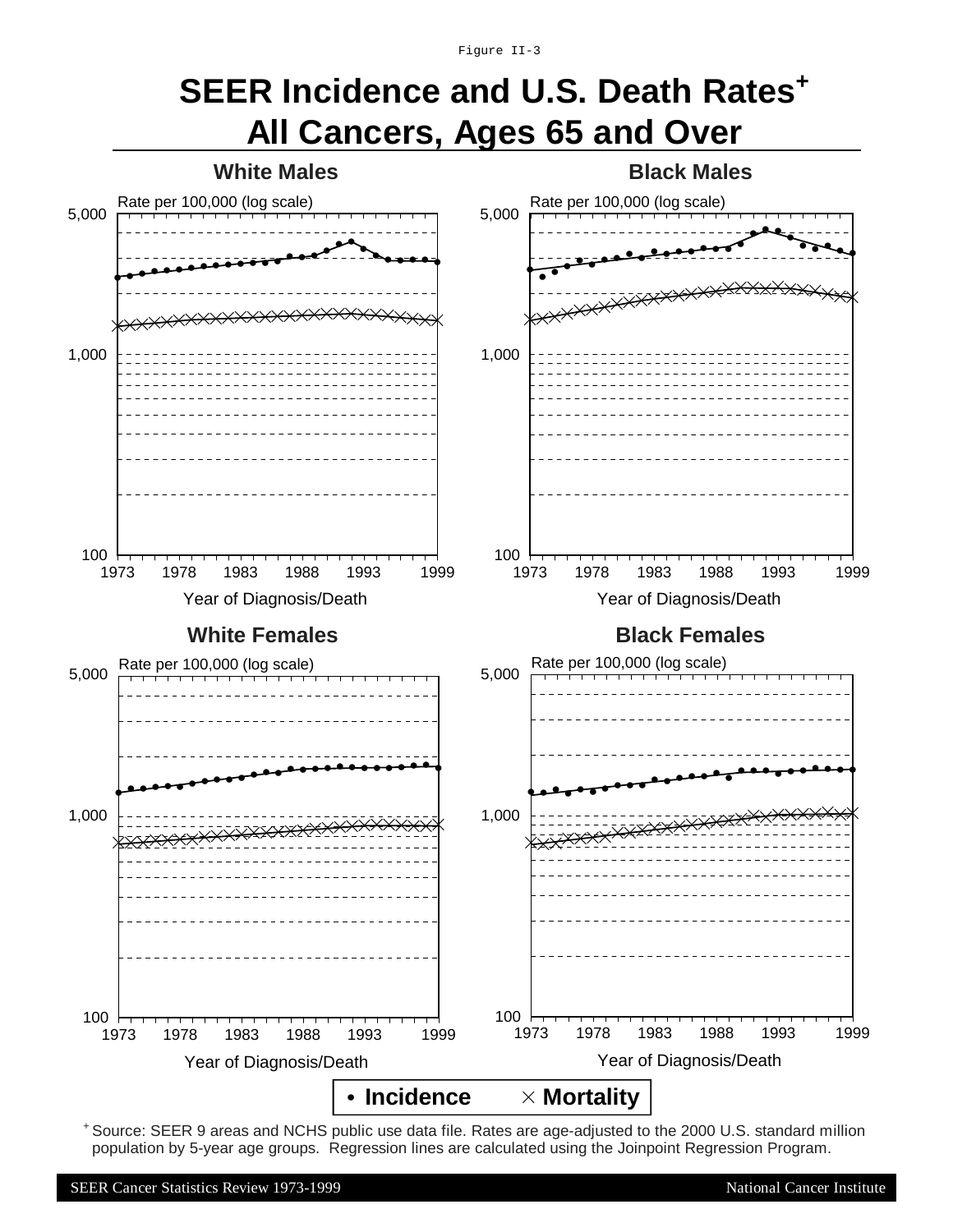Figure II-3

# SEER Incidence and U.S. Death Rates[+]
# All Cancers, Ages 65 and Over

## White Males

Rate per 100,000 (log scale)

5,000

1,000

100

1973 1978 1983 1988 1993 1999

Year of Diagnosis/Death

## Black Males

Rate per 100,000 (log scale)

5,000

1,000

100

1973 1978 1983 1988 1993 1999

Year of Diagnosis/Death

## White Females

Rate per 100,000 (log scale)

5,000

1,000

100

1973 1978 1983 1988 1993 1999

Year of Diagnosis/Death

## Black Females

Rate per 100,000 (log scale)

5,000

1,000

100

1973 1978 1983 1988 1993 1999

Year of Diagnosis/Death

• Incidence × Mortality

[+] Source: SEER 9 areas and NCHS public use data file. Rates are age-adjusted to the 2000 U.S. standard million population by 5-year age groups. Regression lines are calculated using the Joinpoint Regression Program.

SEER Cancer Statistics Review 1973-1999 National Cancer Institute